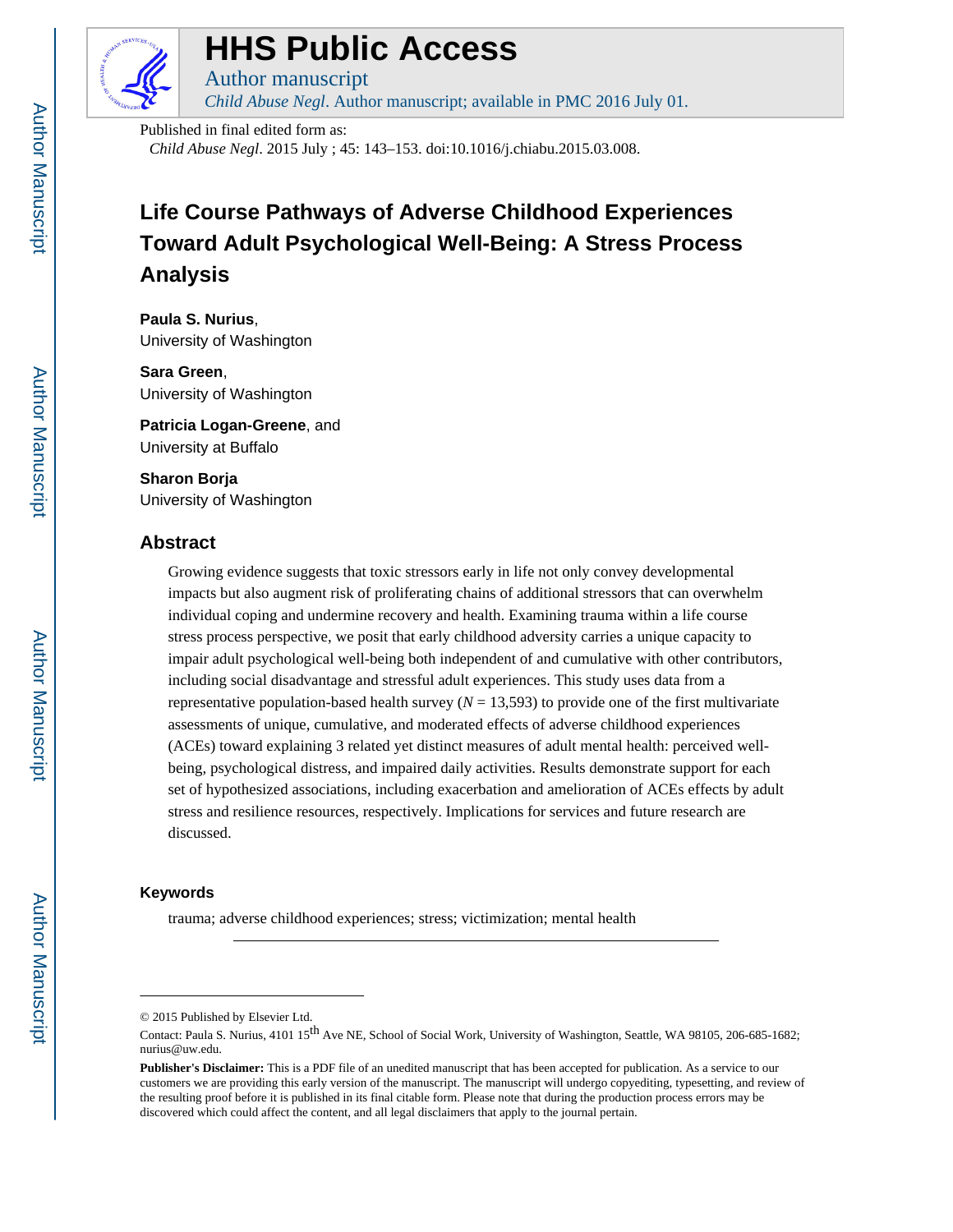# HHS Public Access

Author manuscript

*Child Abuse Negl*. Author manuscript; available in PMC 2016 July 01.

Published in final edited form as:

*Child Abuse Negl*. 2015 July ; 45: 143–153. doi:10.1016/j.chiabu.2015.03.008.

# Life Course Pathways of Adverse Childhood Experiences Toward Adult Psychological Well-Being: A Stress Process Analysis

**Paula S. Nurius**, University of Washington

**Sara Green**, University of Washington

**Patricia Logan-Greene**, and University at Buffalo

**Sharon Borja** University of Washington

## Abstract

Growing evidence suggests that toxic stressors early in life not only convey developmental impacts but also augment risk of proliferating chains of additional stressors that can overwhelm individual coping and undermine recovery and health. Examining trauma within a life course stress process perspective, we posit that early childhood adversity carries a unique capacity to impair adult psychological well-being both independent of and cumulative with other contributors, including social disadvantage and stressful adult experiences. This study uses data from a representative population-based health survey ($N$ = 13,593) to provide one of the first multivariate assessments of unique, cumulative, and moderated effects of adverse childhood experiences (ACEs) toward explaining 3 related yet distinct measures of adult mental health: perceived well-being, psychological distress, and impaired daily activities. Results demonstrate support for each set of hypothesized associations, including exacerbation and amelioration of ACEs effects by adult stress and resilience resources, respectively. Implications for services and future research are discussed.

### Keywords

trauma; adverse childhood experiences; stress; victimization; mental health

---

© 2015 Published by Elsevier Ltd.

Contact: Paula S. Nurius, 4101 15th Ave NE, School of Social Work, University of Washington, Seattle, WA 98105, 206-685-1682; nurius@uw.edu.

**Publisher's Disclaimer:** This is a PDF file of an unedited manuscript that has been accepted for publication. As a service to our customers we are providing this early version of the manuscript. The manuscript will undergo copyediting, typesetting, and review of the resulting proof before it is published in its final citable form. Please note that during the production process errors may be discovered which could affect the content, and all legal disclaimers that apply to the journal pertain.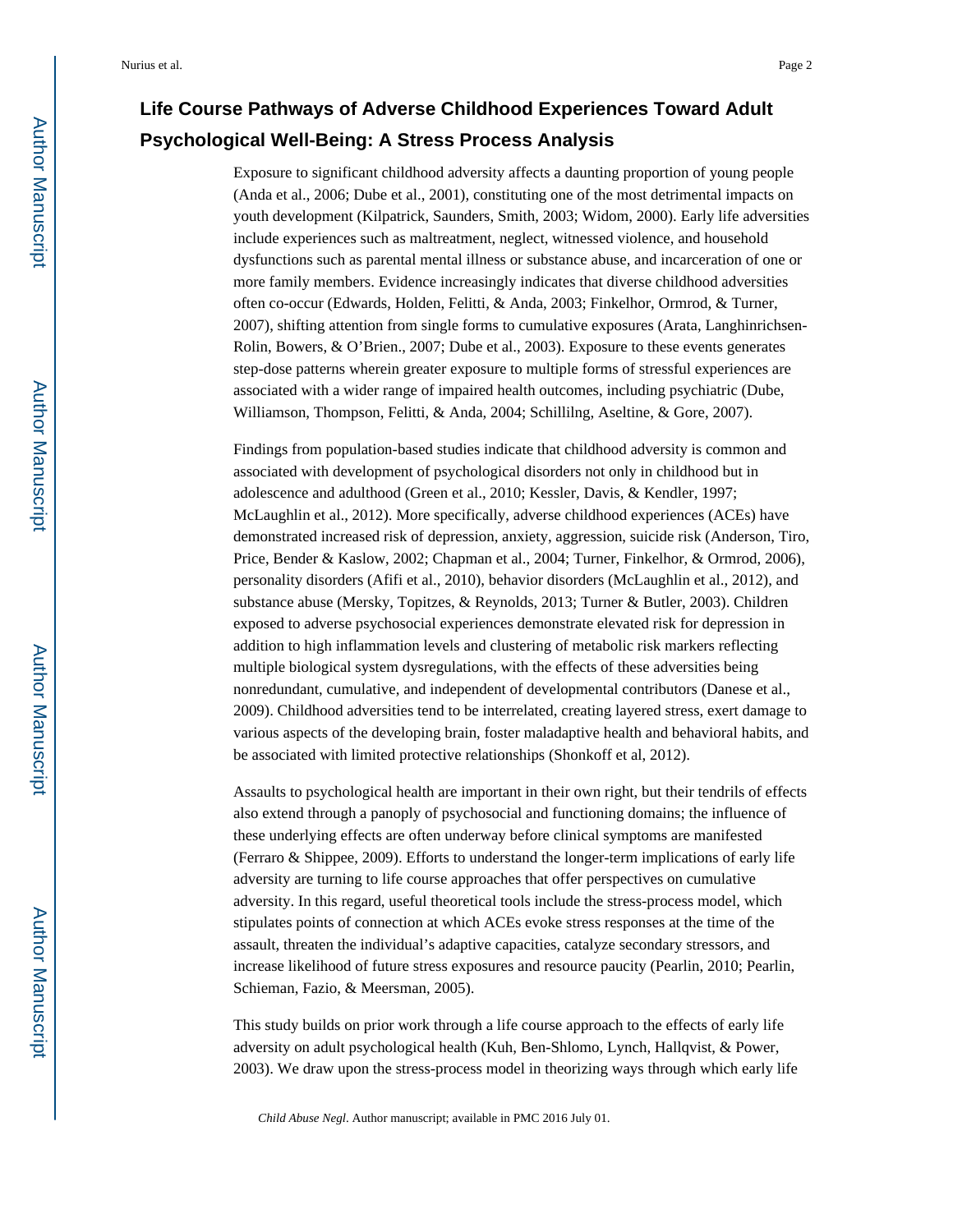# Life Course Pathways of Adverse Childhood Experiences Toward Adult Psychological Well-Being: A Stress Process Analysis

Exposure to significant childhood adversity affects a daunting proportion of young people (Anda et al., 2006; Dube et al., 2001), constituting one of the most detrimental impacts on youth development (Kilpatrick, Saunders, Smith, 2003; Widom, 2000). Early life adversities include experiences such as maltreatment, neglect, witnessed violence, and household dysfunctions such as parental mental illness or substance abuse, and incarceration of one or more family members. Evidence increasingly indicates that diverse childhood adversities often co-occur (Edwards, Holden, Felitti, & Anda, 2003; Finkelhor, Ormrod, & Turner, 2007), shifting attention from single forms to cumulative exposures (Arata, Langhinrichsen-Rolin, Bowers, & O'Brien., 2007; Dube et al., 2003). Exposure to these events generates step-dose patterns wherein greater exposure to multiple forms of stressful experiences are associated with a wider range of impaired health outcomes, including psychiatric (Dube, Williamson, Thompson, Felitti, & Anda, 2004; Schillilng, Aseltine, & Gore, 2007).

Findings from population-based studies indicate that childhood adversity is common and associated with development of psychological disorders not only in childhood but in adolescence and adulthood (Green et al., 2010; Kessler, Davis, & Kendler, 1997; McLaughlin et al., 2012). More specifically, adverse childhood experiences (ACEs) have demonstrated increased risk of depression, anxiety, aggression, suicide risk (Anderson, Tiro, Price, Bender & Kaslow, 2002; Chapman et al., 2004; Turner, Finkelhor, & Ormrod, 2006), personality disorders (Afifi et al., 2010), behavior disorders (McLaughlin et al., 2012), and substance abuse (Mersky, Topitzes, & Reynolds, 2013; Turner & Butler, 2003). Children exposed to adverse psychosocial experiences demonstrate elevated risk for depression in addition to high inflammation levels and clustering of metabolic risk markers reflecting multiple biological system dysregulations, with the effects of these adversities being nonredundant, cumulative, and independent of developmental contributors (Danese et al., 2009). Childhood adversities tend to be interrelated, creating layered stress, exert damage to various aspects of the developing brain, foster maladaptive health and behavioral habits, and be associated with limited protective relationships (Shonkoff et al, 2012).

Assaults to psychological health are important in their own right, but their tendrils of effects also extend through a panoply of psychosocial and functioning domains; the influence of these underlying effects are often underway before clinical symptoms are manifested (Ferraro & Shippee, 2009). Efforts to understand the longer-term implications of early life adversity are turning to life course approaches that offer perspectives on cumulative adversity. In this regard, useful theoretical tools include the stress-process model, which stipulates points of connection at which ACEs evoke stress responses at the time of the assault, threaten the individual's adaptive capacities, catalyze secondary stressors, and increase likelihood of future stress exposures and resource paucity (Pearlin, 2010; Pearlin, Schieman, Fazio, & Meersman, 2005).

This study builds on prior work through a life course approach to the effects of early life adversity on adult psychological health (Kuh, Ben-Shlomo, Lynch, Hallqvist, & Power, 2003). We draw upon the stress-process model in theorizing ways through which early life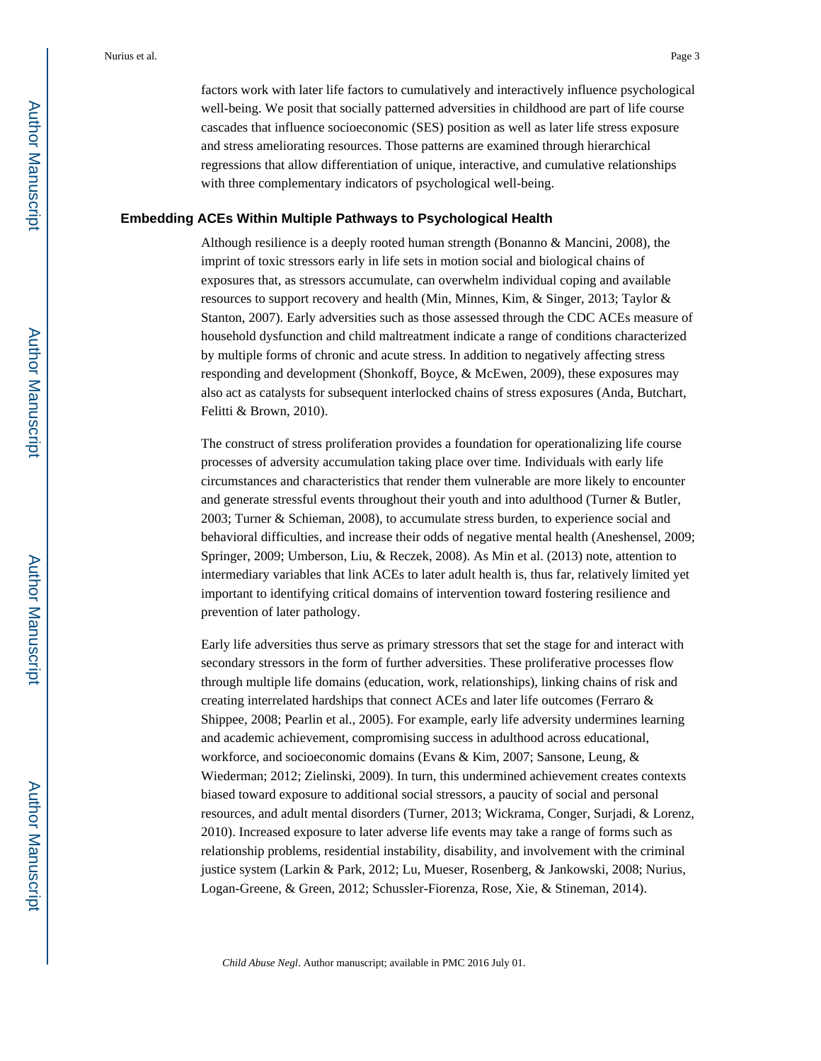factors work with later life factors to cumulatively and interactively influence psychological well-being. We posit that socially patterned adversities in childhood are part of life course cascades that influence socioeconomic (SES) position as well as later life stress exposure and stress ameliorating resources. Those patterns are examined through hierarchical regressions that allow differentiation of unique, interactive, and cumulative relationships with three complementary indicators of psychological well-being.

## Embedding ACEs Within Multiple Pathways to Psychological Health

Although resilience is a deeply rooted human strength (Bonanno & Mancini, 2008), the imprint of toxic stressors early in life sets in motion social and biological chains of exposures that, as stressors accumulate, can overwhelm individual coping and available resources to support recovery and health (Min, Minnes, Kim, & Singer, 2013; Taylor & Stanton, 2007). Early adversities such as those assessed through the CDC ACEs measure of household dysfunction and child maltreatment indicate a range of conditions characterized by multiple forms of chronic and acute stress. In addition to negatively affecting stress responding and development (Shonkoff, Boyce, & McEwen, 2009), these exposures may also act as catalysts for subsequent interlocked chains of stress exposures (Anda, Butchart, Felitti & Brown, 2010).

The construct of stress proliferation provides a foundation for operationalizing life course processes of adversity accumulation taking place over time. Individuals with early life circumstances and characteristics that render them vulnerable are more likely to encounter and generate stressful events throughout their youth and into adulthood (Turner & Butler, 2003; Turner & Schieman, 2008), to accumulate stress burden, to experience social and behavioral difficulties, and increase their odds of negative mental health (Aneshensel, 2009; Springer, 2009; Umberson, Liu, & Reczek, 2008). As Min et al. (2013) note, attention to intermediary variables that link ACEs to later adult health is, thus far, relatively limited yet important to identifying critical domains of intervention toward fostering resilience and prevention of later pathology.

Early life adversities thus serve as primary stressors that set the stage for and interact with secondary stressors in the form of further adversities. These proliferative processes flow through multiple life domains (education, work, relationships), linking chains of risk and creating interrelated hardships that connect ACEs and later life outcomes (Ferraro & Shippee, 2008; Pearlin et al., 2005). For example, early life adversity undermines learning and academic achievement, compromising success in adulthood across educational, workforce, and socioeconomic domains (Evans & Kim, 2007; Sansone, Leung, & Wiederman; 2012; Zielinski, 2009). In turn, this undermined achievement creates contexts biased toward exposure to additional social stressors, a paucity of social and personal resources, and adult mental disorders (Turner, 2013; Wickrama, Conger, Surjadi, & Lorenz, 2010). Increased exposure to later adverse life events may take a range of forms such as relationship problems, residential instability, disability, and involvement with the criminal justice system (Larkin & Park, 2012; Lu, Mueser, Rosenberg, & Jankowski, 2008; Nurius, Logan-Greene, & Green, 2012; Schussler-Fiorenza, Rose, Xie, & Stineman, 2014).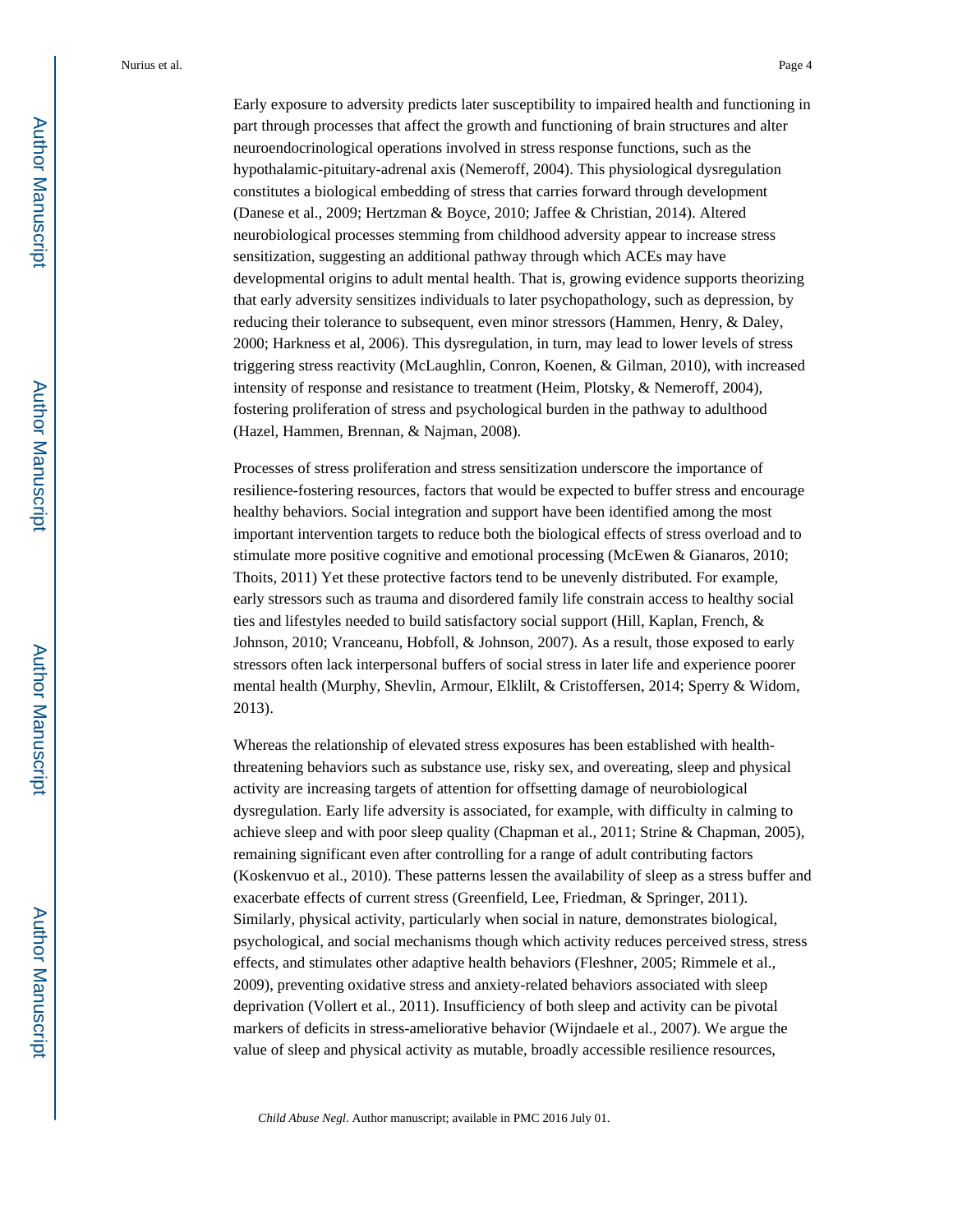Early exposure to adversity predicts later susceptibility to impaired health and functioning in part through processes that affect the growth and functioning of brain structures and alter neuroendocrinological operations involved in stress response functions, such as the hypothalamic-pituitary-adrenal axis (Nemeroff, 2004). This physiological dysregulation constitutes a biological embedding of stress that carries forward through development (Danese et al., 2009; Hertzman & Boyce, 2010; Jaffee & Christian, 2014). Altered neurobiological processes stemming from childhood adversity appear to increase stress sensitization, suggesting an additional pathway through which ACEs may have developmental origins to adult mental health. That is, growing evidence supports theorizing that early adversity sensitizes individuals to later psychopathology, such as depression, by reducing their tolerance to subsequent, even minor stressors (Hammen, Henry, & Daley, 2000; Harkness et al, 2006). This dysregulation, in turn, may lead to lower levels of stress triggering stress reactivity (McLaughlin, Conron, Koenen, & Gilman, 2010), with increased intensity of response and resistance to treatment (Heim, Plotsky, & Nemeroff, 2004), fostering proliferation of stress and psychological burden in the pathway to adulthood (Hazel, Hammen, Brennan, & Najman, 2008).

Processes of stress proliferation and stress sensitization underscore the importance of resilience-fostering resources, factors that would be expected to buffer stress and encourage healthy behaviors. Social integration and support have been identified among the most important intervention targets to reduce both the biological effects of stress overload and to stimulate more positive cognitive and emotional processing (McEwen & Gianaros, 2010; Thoits, 2011) Yet these protective factors tend to be unevenly distributed. For example, early stressors such as trauma and disordered family life constrain access to healthy social ties and lifestyles needed to build satisfactory social support (Hill, Kaplan, French, & Johnson, 2010; Vranceanu, Hobfoll, & Johnson, 2007). As a result, those exposed to early stressors often lack interpersonal buffers of social stress in later life and experience poorer mental health (Murphy, Shevlin, Armour, Elklilt, & Cristoffersen, 2014; Sperry & Widom, 2013).

Whereas the relationship of elevated stress exposures has been established with health-threatening behaviors such as substance use, risky sex, and overeating, sleep and physical activity are increasing targets of attention for offsetting damage of neurobiological dysregulation. Early life adversity is associated, for example, with difficulty in calming to achieve sleep and with poor sleep quality (Chapman et al., 2011; Strine & Chapman, 2005), remaining significant even after controlling for a range of adult contributing factors (Koskenvuo et al., 2010). These patterns lessen the availability of sleep as a stress buffer and exacerbate effects of current stress (Greenfield, Lee, Friedman, & Springer, 2011). Similarly, physical activity, particularly when social in nature, demonstrates biological, psychological, and social mechanisms though which activity reduces perceived stress, stress effects, and stimulates other adaptive health behaviors (Fleshner, 2005; Rimmele et al., 2009), preventing oxidative stress and anxiety-related behaviors associated with sleep deprivation (Vollert et al., 2011). Insufficiency of both sleep and activity can be pivotal markers of deficits in stress-ameliorative behavior (Wijndaele et al., 2007). We argue the value of sleep and physical activity as mutable, broadly accessible resilience resources,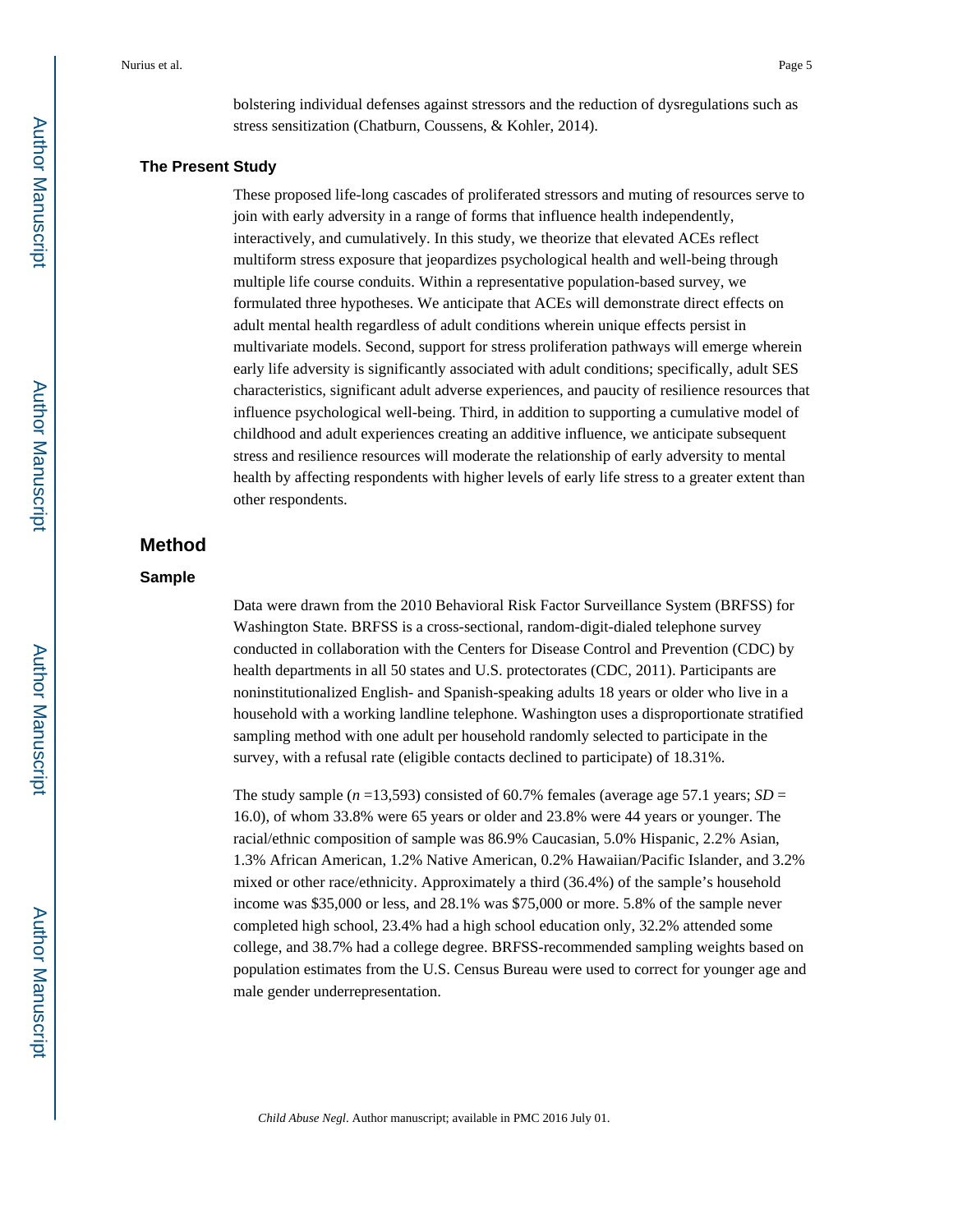bolstering individual defenses against stressors and the reduction of dysregulations such as stress sensitization (Chatburn, Coussens, & Kohler, 2014).

### The Present Study

These proposed life-long cascades of proliferated stressors and muting of resources serve to join with early adversity in a range of forms that influence health independently, interactively, and cumulatively. In this study, we theorize that elevated ACEs reflect multiform stress exposure that jeopardizes psychological health and well-being through multiple life course conduits. Within a representative population-based survey, we formulated three hypotheses. We anticipate that ACEs will demonstrate direct effects on adult mental health regardless of adult conditions wherein unique effects persist in multivariate models. Second, support for stress proliferation pathways will emerge wherein early life adversity is significantly associated with adult conditions; specifically, adult SES characteristics, significant adult adverse experiences, and paucity of resilience resources that influence psychological well-being. Third, in addition to supporting a cumulative model of childhood and adult experiences creating an additive influence, we anticipate subsequent stress and resilience resources will moderate the relationship of early adversity to mental health by affecting respondents with higher levels of early life stress to a greater extent than other respondents.

## Method

### Sample

Data were drawn from the 2010 Behavioral Risk Factor Surveillance System (BRFSS) for Washington State. BRFSS is a cross-sectional, random-digit-dialed telephone survey conducted in collaboration with the Centers for Disease Control and Prevention (CDC) by health departments in all 50 states and U.S. protectorates (CDC, 2011). Participants are noninstitutionalized English- and Spanish-speaking adults 18 years or older who live in a household with a working landline telephone. Washington uses a disproportionate stratified sampling method with one adult per household randomly selected to participate in the survey, with a refusal rate (eligible contacts declined to participate) of 18.31%.

The study sample (*n* =13,593) consisted of 60.7% females (average age 57.1 years; *SD* = 16.0), of whom 33.8% were 65 years or older and 23.8% were 44 years or younger. The racial/ethnic composition of sample was 86.9% Caucasian, 5.0% Hispanic, 2.2% Asian, 1.3% African American, 1.2% Native American, 0.2% Hawaiian/Pacific Islander, and 3.2% mixed or other race/ethnicity. Approximately a third (36.4%) of the sample's household income was $35,000 or less, and 28.1% was $75,000 or more. 5.8% of the sample never completed high school, 23.4% had a high school education only, 32.2% attended some college, and 38.7% had a college degree. BRFSS-recommended sampling weights based on population estimates from the U.S. Census Bureau were used to correct for younger age and male gender underrepresentation.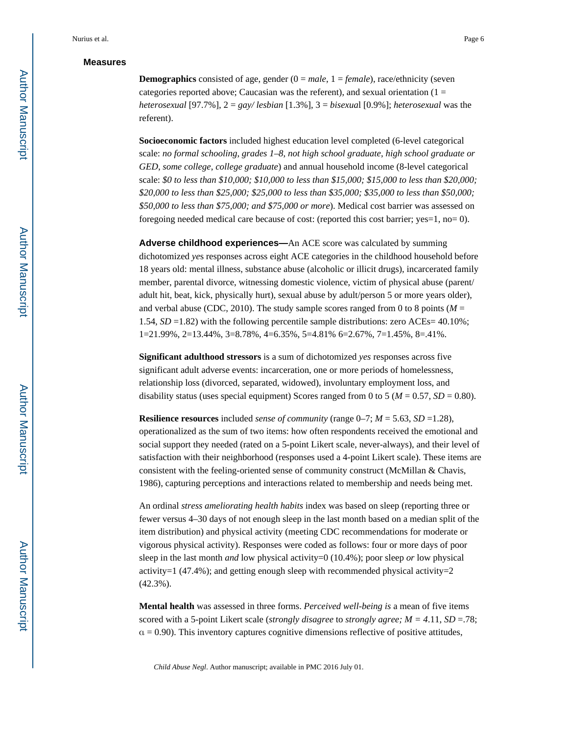### Measures

**Demographics** consisted of age, gender (0 = *male*, 1 = *female*), race/ethnicity (seven categories reported above; Caucasian was the referent), and sexual orientation (1 = *heterosexual* [97.7%], 2 = *gay/ lesbian* [1.3%], 3 = *bisexua*l [0.9%]; *heterosexual* was the referent).

**Socioeconomic factors** included highest education level completed (6-level categorical scale: *no formal schooling*, *grades 1–8*, *not high school graduate*, *high school graduate or GED*, *some college*, *college graduate*) and annual household income (8-level categorical scale: *$0 to less than $10,000; $10,000 to less than $15,000; $15,000 to less than $20,000; $20,000 to less than $25,000; $25,000 to less than $35,000; $35,000 to less than $50,000; $50,000 to less than $75,000; and $75,000 or more*). Medical cost barrier was assessed on foregoing needed medical care because of cost: (reported this cost barrier; yes=1, no= 0).

**Adverse childhood experiences—**An ACE score was calculated by summing dichotomized *ye*s responses across eight ACE categories in the childhood household before 18 years old: mental illness, substance abuse (alcoholic or illicit drugs), incarcerated family member, parental divorce, witnessing domestic violence, victim of physical abuse (parent/ adult hit, beat, kick, physically hurt), sexual abuse by adult/person 5 or more years older), and verbal abuse (CDC, 2010). The study sample scores ranged from 0 to 8 points ($M$ = 1.54, $SD$ =1.82) with the following percentile sample distributions: zero ACEs= 40.10%; 1=21.99%, 2=13.44%, 3=8.78%, 4=6.35%, 5=4.81% 6=2.67%, 7=1.45%, 8=.41%.

**Significant adulthood stressors** is a sum of dichotomized *yes* responses across five significant adult adverse events: incarceration, one or more periods of homelessness, relationship loss (divorced, separated, widowed), involuntary employment loss, and disability status (uses special equipment) Scores ranged from 0 to 5 ($M$ = 0.57, $SD$ = 0.80).

**Resilience resources** included *sense of community* (range 0–7; $M$ = 5.63, $SD$ =1.28), operationalized as the sum of two items: how often respondents received the emotional and social support they needed (rated on a 5-point Likert scale, never-always), and their level of satisfaction with their neighborhood (responses used a 4-point Likert scale). These items are consistent with the feeling-oriented sense of community construct (McMillan & Chavis, 1986), capturing perceptions and interactions related to membership and needs being met.

An ordinal *stress ameliorating health habits* index was based on sleep (reporting three or fewer versus 4–30 days of not enough sleep in the last month based on a median split of the item distribution) and physical activity (meeting CDC recommendations for moderate or vigorous physical activity). Responses were coded as follows: four or more days of poor sleep in the last month *and* low physical activity=0 (10.4%); poor sleep *or* low physical activity=1 (47.4%); and getting enough sleep with recommended physical activity=2 (42.3%).

**Mental health** was assessed in three forms. *Perceived well-being is* a mean of five items scored with a 5-point Likert scale (*strongly disagree* to *strongly agree;* $M = 4.11$, $SD$ =.78; $\alpha = 0.90$). This inventory captures cognitive dimensions reflective of positive attitudes,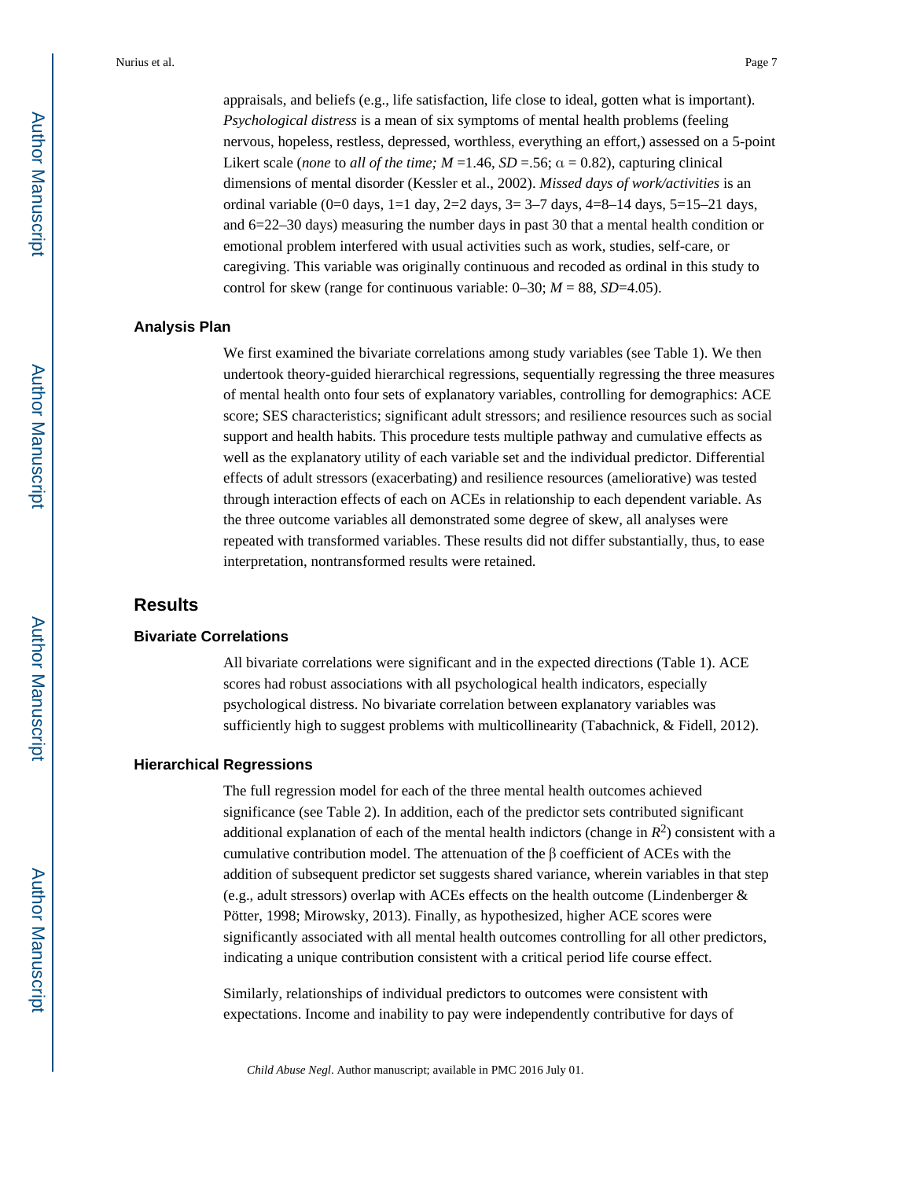appraisals, and beliefs (e.g., life satisfaction, life close to ideal, gotten what is important). *Psychological distress* is a mean of six symptoms of mental health problems (feeling nervous, hopeless, restless, depressed, worthless, everything an effort,) assessed on a 5-point Likert scale (*none* to *all of the time; M* =1.46, *SD* =.56; $\alpha$ = 0.82), capturing clinical dimensions of mental disorder (Kessler et al., 2002). *Missed days of work/activities* is an ordinal variable (0=0 days, 1=1 day, 2=2 days, 3= 3–7 days, 4=8–14 days, 5=15–21 days, and 6=22–30 days) measuring the number days in past 30 that a mental health condition or emotional problem interfered with usual activities such as work, studies, self-care, or caregiving. This variable was originally continuous and recoded as ordinal in this study to control for skew (range for continuous variable: 0–30; *M* = 88, *SD*=4.05).

### Analysis Plan

We first examined the bivariate correlations among study variables (see Table 1). We then undertook theory-guided hierarchical regressions, sequentially regressing the three measures of mental health onto four sets of explanatory variables, controlling for demographics: ACE score; SES characteristics; significant adult stressors; and resilience resources such as social support and health habits. This procedure tests multiple pathway and cumulative effects as well as the explanatory utility of each variable set and the individual predictor. Differential effects of adult stressors (exacerbating) and resilience resources (ameliorative) was tested through interaction effects of each on ACEs in relationship to each dependent variable. As the three outcome variables all demonstrated some degree of skew, all analyses were repeated with transformed variables. These results did not differ substantially, thus, to ease interpretation, nontransformed results were retained.

## Results

### Bivariate Correlations

All bivariate correlations were significant and in the expected directions (Table 1). ACE scores had robust associations with all psychological health indicators, especially psychological distress. No bivariate correlation between explanatory variables was sufficiently high to suggest problems with multicollinearity (Tabachnick, & Fidell, 2012).

### Hierarchical Regressions

The full regression model for each of the three mental health outcomes achieved significance (see Table 2). In addition, each of the predictor sets contributed significant additional explanation of each of the mental health indictors (change in $R^2$) consistent with a cumulative contribution model. The attenuation of the $\beta$ coefficient of ACEs with the addition of subsequent predictor set suggests shared variance, wherein variables in that step (e.g., adult stressors) overlap with ACEs effects on the health outcome (Lindenberger & Pötter, 1998; Mirowsky, 2013). Finally, as hypothesized, higher ACE scores were significantly associated with all mental health outcomes controlling for all other predictors, indicating a unique contribution consistent with a critical period life course effect.

Similarly, relationships of individual predictors to outcomes were consistent with expectations. Income and inability to pay were independently contributive for days of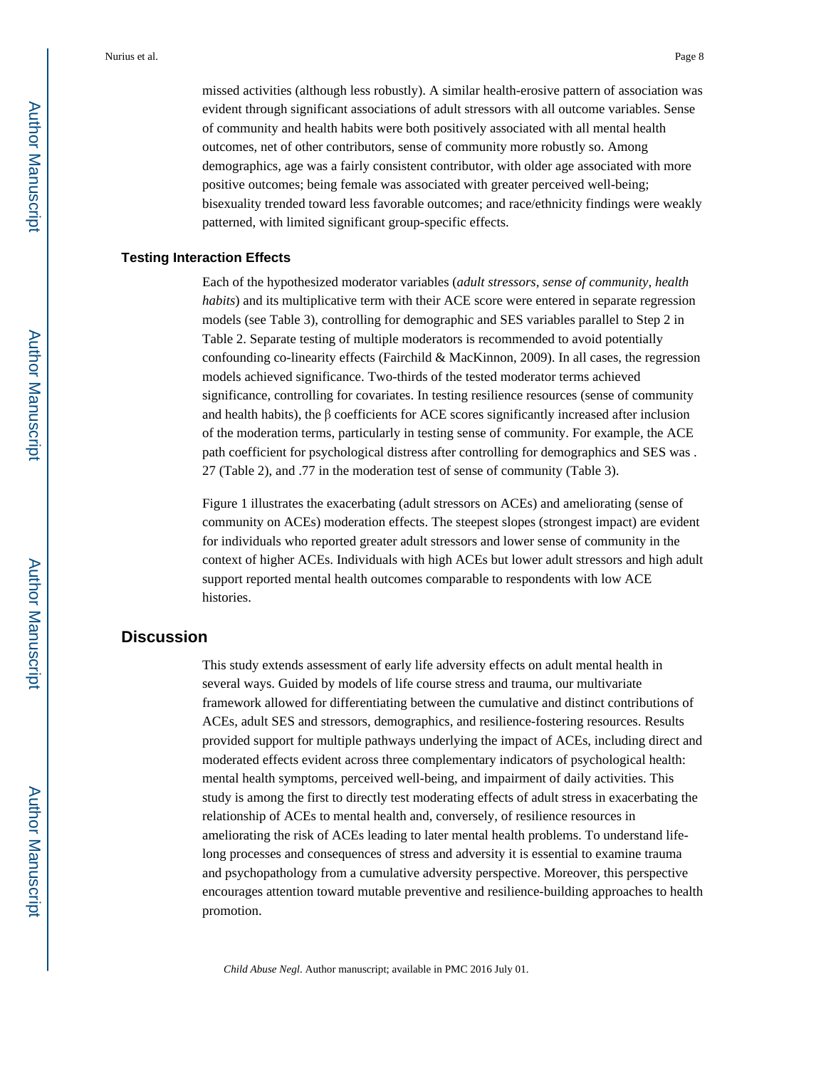missed activities (although less robustly). A similar health-erosive pattern of association was evident through significant associations of adult stressors with all outcome variables. Sense of community and health habits were both positively associated with all mental health outcomes, net of other contributors, sense of community more robustly so. Among demographics, age was a fairly consistent contributor, with older age associated with more positive outcomes; being female was associated with greater perceived well-being; bisexuality trended toward less favorable outcomes; and race/ethnicity findings were weakly patterned, with limited significant group-specific effects.

### Testing Interaction Effects

Each of the hypothesized moderator variables (*adult stressors, sense of community, health habits*) and its multiplicative term with their ACE score were entered in separate regression models (see Table 3), controlling for demographic and SES variables parallel to Step 2 in Table 2. Separate testing of multiple moderators is recommended to avoid potentially confounding co-linearity effects (Fairchild & MacKinnon, 2009). In all cases, the regression models achieved significance. Two-thirds of the tested moderator terms achieved significance, controlling for covariates. In testing resilience resources (sense of community and health habits), the β coefficients for ACE scores significantly increased after inclusion of the moderation terms, particularly in testing sense of community. For example, the ACE path coefficient for psychological distress after controlling for demographics and SES was .27 (Table 2), and .77 in the moderation test of sense of community (Table 3).

Figure 1 illustrates the exacerbating (adult stressors on ACEs) and ameliorating (sense of community on ACEs) moderation effects. The steepest slopes (strongest impact) are evident for individuals who reported greater adult stressors and lower sense of community in the context of higher ACEs. Individuals with high ACEs but lower adult stressors and high adult support reported mental health outcomes comparable to respondents with low ACE histories.

## Discussion

This study extends assessment of early life adversity effects on adult mental health in several ways. Guided by models of life course stress and trauma, our multivariate framework allowed for differentiating between the cumulative and distinct contributions of ACEs, adult SES and stressors, demographics, and resilience-fostering resources. Results provided support for multiple pathways underlying the impact of ACEs, including direct and moderated effects evident across three complementary indicators of psychological health: mental health symptoms, perceived well-being, and impairment of daily activities. This study is among the first to directly test moderating effects of adult stress in exacerbating the relationship of ACEs to mental health and, conversely, of resilience resources in ameliorating the risk of ACEs leading to later mental health problems. To understand life-long processes and consequences of stress and adversity it is essential to examine trauma and psychopathology from a cumulative adversity perspective. Moreover, this perspective encourages attention toward mutable preventive and resilience-building approaches to health promotion.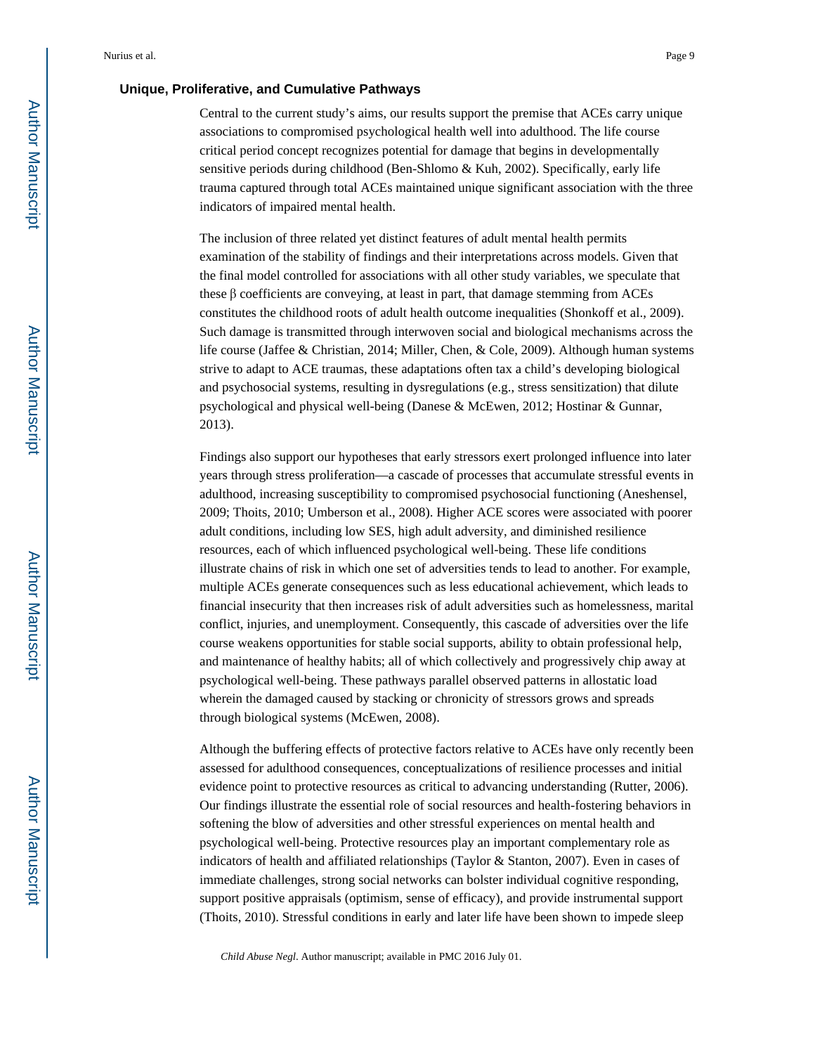### Unique, Proliferative, and Cumulative Pathways

Central to the current study's aims, our results support the premise that ACEs carry unique associations to compromised psychological health well into adulthood. The life course critical period concept recognizes potential for damage that begins in developmentally sensitive periods during childhood (Ben-Shlomo & Kuh, 2002). Specifically, early life trauma captured through total ACEs maintained unique significant association with the three indicators of impaired mental health.

The inclusion of three related yet distinct features of adult mental health permits examination of the stability of findings and their interpretations across models. Given that the final model controlled for associations with all other study variables, we speculate that these β coefficients are conveying, at least in part, that damage stemming from ACEs constitutes the childhood roots of adult health outcome inequalities (Shonkoff et al., 2009). Such damage is transmitted through interwoven social and biological mechanisms across the life course (Jaffee & Christian, 2014; Miller, Chen, & Cole, 2009). Although human systems strive to adapt to ACE traumas, these adaptations often tax a child's developing biological and psychosocial systems, resulting in dysregulations (e.g., stress sensitization) that dilute psychological and physical well-being (Danese & McEwen, 2012; Hostinar & Gunnar, 2013).

Findings also support our hypotheses that early stressors exert prolonged influence into later years through stress proliferation—a cascade of processes that accumulate stressful events in adulthood, increasing susceptibility to compromised psychosocial functioning (Aneshensel, 2009; Thoits, 2010; Umberson et al., 2008). Higher ACE scores were associated with poorer adult conditions, including low SES, high adult adversity, and diminished resilience resources, each of which influenced psychological well-being. These life conditions illustrate chains of risk in which one set of adversities tends to lead to another. For example, multiple ACEs generate consequences such as less educational achievement, which leads to financial insecurity that then increases risk of adult adversities such as homelessness, marital conflict, injuries, and unemployment. Consequently, this cascade of adversities over the life course weakens opportunities for stable social supports, ability to obtain professional help, and maintenance of healthy habits; all of which collectively and progressively chip away at psychological well-being. These pathways parallel observed patterns in allostatic load wherein the damaged caused by stacking or chronicity of stressors grows and spreads through biological systems (McEwen, 2008).

Although the buffering effects of protective factors relative to ACEs have only recently been assessed for adulthood consequences, conceptualizations of resilience processes and initial evidence point to protective resources as critical to advancing understanding (Rutter, 2006). Our findings illustrate the essential role of social resources and health-fostering behaviors in softening the blow of adversities and other stressful experiences on mental health and psychological well-being. Protective resources play an important complementary role as indicators of health and affiliated relationships (Taylor & Stanton, 2007). Even in cases of immediate challenges, strong social networks can bolster individual cognitive responding, support positive appraisals (optimism, sense of efficacy), and provide instrumental support (Thoits, 2010). Stressful conditions in early and later life have been shown to impede sleep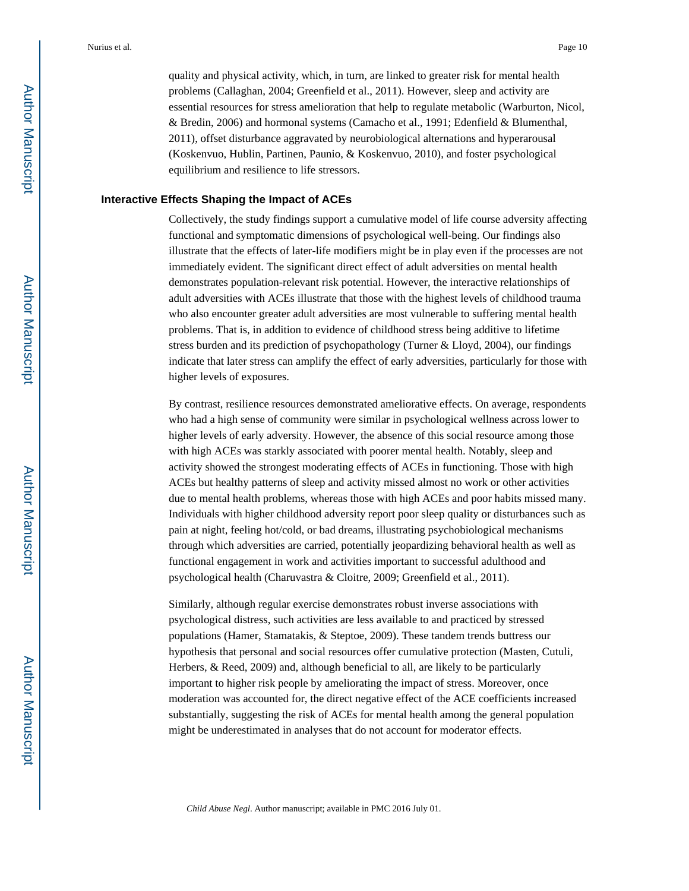quality and physical activity, which, in turn, are linked to greater risk for mental health problems (Callaghan, 2004; Greenfield et al., 2011). However, sleep and activity are essential resources for stress amelioration that help to regulate metabolic (Warburton, Nicol, & Bredin, 2006) and hormonal systems (Camacho et al., 1991; Edenfield & Blumenthal, 2011), offset disturbance aggravated by neurobiological alternations and hyperarousal (Koskenvuo, Hublin, Partinen, Paunio, & Koskenvuo, 2010), and foster psychological equilibrium and resilience to life stressors.

## Interactive Effects Shaping the Impact of ACEs

Collectively, the study findings support a cumulative model of life course adversity affecting functional and symptomatic dimensions of psychological well-being. Our findings also illustrate that the effects of later-life modifiers might be in play even if the processes are not immediately evident. The significant direct effect of adult adversities on mental health demonstrates population-relevant risk potential. However, the interactive relationships of adult adversities with ACEs illustrate that those with the highest levels of childhood trauma who also encounter greater adult adversities are most vulnerable to suffering mental health problems. That is, in addition to evidence of childhood stress being additive to lifetime stress burden and its prediction of psychopathology (Turner & Lloyd, 2004), our findings indicate that later stress can amplify the effect of early adversities, particularly for those with higher levels of exposures.

By contrast, resilience resources demonstrated ameliorative effects. On average, respondents who had a high sense of community were similar in psychological wellness across lower to higher levels of early adversity. However, the absence of this social resource among those with high ACEs was starkly associated with poorer mental health. Notably, sleep and activity showed the strongest moderating effects of ACEs in functioning. Those with high ACEs but healthy patterns of sleep and activity missed almost no work or other activities due to mental health problems, whereas those with high ACEs and poor habits missed many. Individuals with higher childhood adversity report poor sleep quality or disturbances such as pain at night, feeling hot/cold, or bad dreams, illustrating psychobiological mechanisms through which adversities are carried, potentially jeopardizing behavioral health as well as functional engagement in work and activities important to successful adulthood and psychological health (Charuvastra & Cloitre, 2009; Greenfield et al., 2011).

Similarly, although regular exercise demonstrates robust inverse associations with psychological distress, such activities are less available to and practiced by stressed populations (Hamer, Stamatakis, & Steptoe, 2009). These tandem trends buttress our hypothesis that personal and social resources offer cumulative protection (Masten, Cutuli, Herbers, & Reed, 2009) and, although beneficial to all, are likely to be particularly important to higher risk people by ameliorating the impact of stress. Moreover, once moderation was accounted for, the direct negative effect of the ACE coefficients increased substantially, suggesting the risk of ACEs for mental health among the general population might be underestimated in analyses that do not account for moderator effects.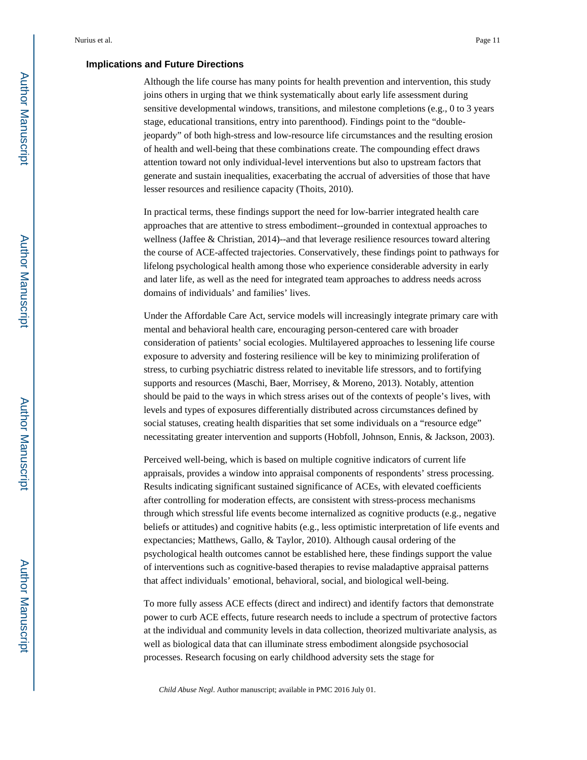### Implications and Future Directions

Although the life course has many points for health prevention and intervention, this study joins others in urging that we think systematically about early life assessment during sensitive developmental windows, transitions, and milestone completions (e.g., 0 to 3 years stage, educational transitions, entry into parenthood). Findings point to the "double-jeopardy" of both high-stress and low-resource life circumstances and the resulting erosion of health and well-being that these combinations create. The compounding effect draws attention toward not only individual-level interventions but also to upstream factors that generate and sustain inequalities, exacerbating the accrual of adversities of those that have lesser resources and resilience capacity (Thoits, 2010).

In practical terms, these findings support the need for low-barrier integrated health care approaches that are attentive to stress embodiment--grounded in contextual approaches to wellness (Jaffee & Christian, 2014)--and that leverage resilience resources toward altering the course of ACE-affected trajectories. Conservatively, these findings point to pathways for lifelong psychological health among those who experience considerable adversity in early and later life, as well as the need for integrated team approaches to address needs across domains of individuals' and families' lives.

Under the Affordable Care Act, service models will increasingly integrate primary care with mental and behavioral health care, encouraging person-centered care with broader consideration of patients' social ecologies. Multilayered approaches to lessening life course exposure to adversity and fostering resilience will be key to minimizing proliferation of stress, to curbing psychiatric distress related to inevitable life stressors, and to fortifying supports and resources (Maschi, Baer, Morrisey, & Moreno, 2013). Notably, attention should be paid to the ways in which stress arises out of the contexts of people's lives, with levels and types of exposures differentially distributed across circumstances defined by social statuses, creating health disparities that set some individuals on a "resource edge" necessitating greater intervention and supports (Hobfoll, Johnson, Ennis, & Jackson, 2003).

Perceived well-being, which is based on multiple cognitive indicators of current life appraisals, provides a window into appraisal components of respondents' stress processing. Results indicating significant sustained significance of ACEs, with elevated coefficients after controlling for moderation effects, are consistent with stress-process mechanisms through which stressful life events become internalized as cognitive products (e.g., negative beliefs or attitudes) and cognitive habits (e.g., less optimistic interpretation of life events and expectancies; Matthews, Gallo, & Taylor, 2010). Although causal ordering of the psychological health outcomes cannot be established here, these findings support the value of interventions such as cognitive-based therapies to revise maladaptive appraisal patterns that affect individuals' emotional, behavioral, social, and biological well-being.

To more fully assess ACE effects (direct and indirect) and identify factors that demonstrate power to curb ACE effects, future research needs to include a spectrum of protective factors at the individual and community levels in data collection, theorized multivariate analysis, as well as biological data that can illuminate stress embodiment alongside psychosocial processes. Research focusing on early childhood adversity sets the stage for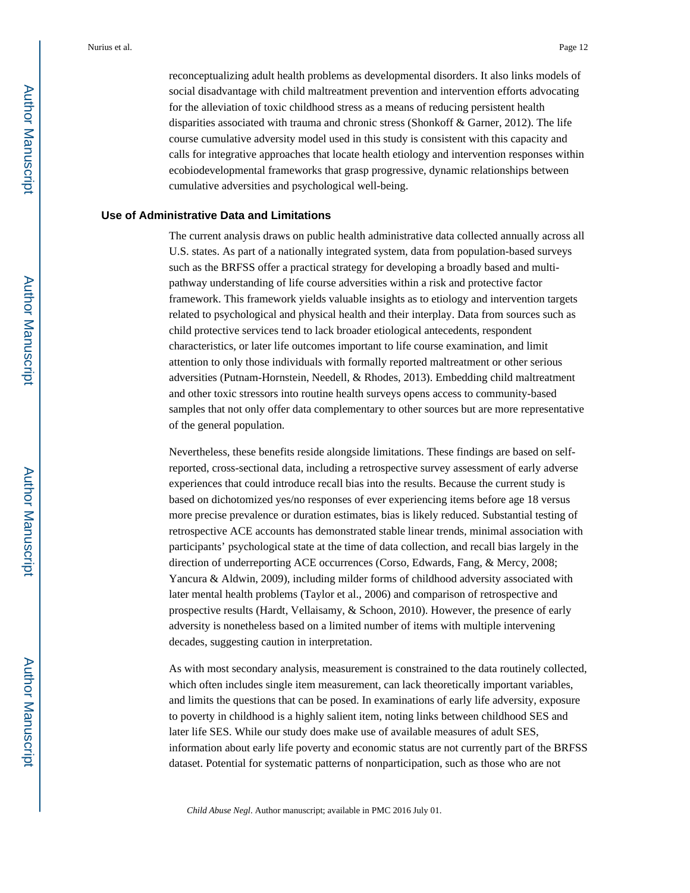reconceptualizing adult health problems as developmental disorders. It also links models of social disadvantage with child maltreatment prevention and intervention efforts advocating for the alleviation of toxic childhood stress as a means of reducing persistent health disparities associated with trauma and chronic stress (Shonkoff & Garner, 2012). The life course cumulative adversity model used in this study is consistent with this capacity and calls for integrative approaches that locate health etiology and intervention responses within ecobiodevelopmental frameworks that grasp progressive, dynamic relationships between cumulative adversities and psychological well-being.

### Use of Administrative Data and Limitations

The current analysis draws on public health administrative data collected annually across all U.S. states. As part of a nationally integrated system, data from population-based surveys such as the BRFSS offer a practical strategy for developing a broadly based and multi-pathway understanding of life course adversities within a risk and protective factor framework. This framework yields valuable insights as to etiology and intervention targets related to psychological and physical health and their interplay. Data from sources such as child protective services tend to lack broader etiological antecedents, respondent characteristics, or later life outcomes important to life course examination, and limit attention to only those individuals with formally reported maltreatment or other serious adversities (Putnam-Hornstein, Needell, & Rhodes, 2013). Embedding child maltreatment and other toxic stressors into routine health surveys opens access to community-based samples that not only offer data complementary to other sources but are more representative of the general population.

Nevertheless, these benefits reside alongside limitations. These findings are based on self-reported, cross-sectional data, including a retrospective survey assessment of early adverse experiences that could introduce recall bias into the results. Because the current study is based on dichotomized yes/no responses of ever experiencing items before age 18 versus more precise prevalence or duration estimates, bias is likely reduced. Substantial testing of retrospective ACE accounts has demonstrated stable linear trends, minimal association with participants' psychological state at the time of data collection, and recall bias largely in the direction of underreporting ACE occurrences (Corso, Edwards, Fang, & Mercy, 2008; Yancura & Aldwin, 2009), including milder forms of childhood adversity associated with later mental health problems (Taylor et al., 2006) and comparison of retrospective and prospective results (Hardt, Vellaisamy, & Schoon, 2010). However, the presence of early adversity is nonetheless based on a limited number of items with multiple intervening decades, suggesting caution in interpretation.

As with most secondary analysis, measurement is constrained to the data routinely collected, which often includes single item measurement, can lack theoretically important variables, and limits the questions that can be posed. In examinations of early life adversity, exposure to poverty in childhood is a highly salient item, noting links between childhood SES and later life SES. While our study does make use of available measures of adult SES, information about early life poverty and economic status are not currently part of the BRFSS dataset. Potential for systematic patterns of nonparticipation, such as those who are not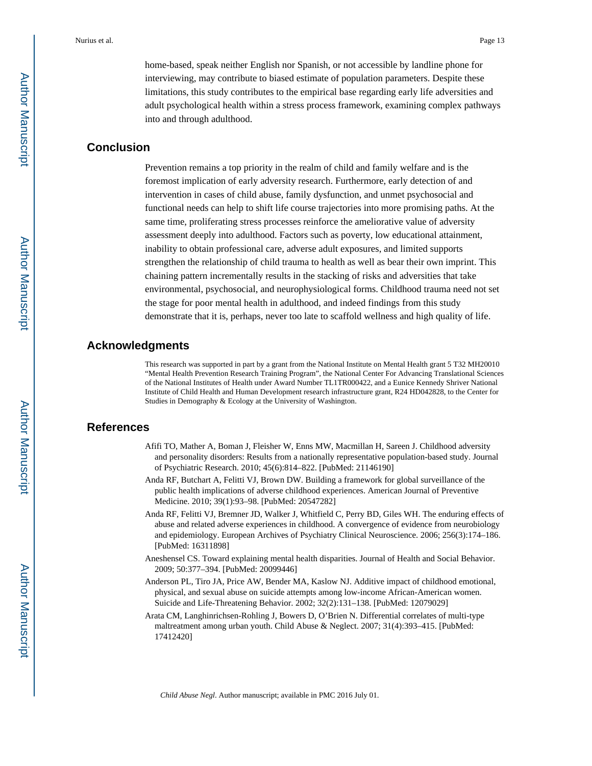home-based, speak neither English nor Spanish, or not accessible by landline phone for interviewing, may contribute to biased estimate of population parameters. Despite these limitations, this study contributes to the empirical base regarding early life adversities and adult psychological health within a stress process framework, examining complex pathways into and through adulthood.

## Conclusion

Prevention remains a top priority in the realm of child and family welfare and is the foremost implication of early adversity research. Furthermore, early detection of and intervention in cases of child abuse, family dysfunction, and unmet psychosocial and functional needs can help to shift life course trajectories into more promising paths. At the same time, proliferating stress processes reinforce the ameliorative value of adversity assessment deeply into adulthood. Factors such as poverty, low educational attainment, inability to obtain professional care, adverse adult exposures, and limited supports strengthen the relationship of child trauma to health as well as bear their own imprint. This chaining pattern incrementally results in the stacking of risks and adversities that take environmental, psychosocial, and neurophysiological forms. Childhood trauma need not set the stage for poor mental health in adulthood, and indeed findings from this study demonstrate that it is, perhaps, never too late to scaffold wellness and high quality of life.

## Acknowledgments

This research was supported in part by a grant from the National Institute on Mental Health grant 5 T32 MH20010 "Mental Health Prevention Research Training Program", the National Center For Advancing Translational Sciences of the National Institutes of Health under Award Number TL1TR000422, and a Eunice Kennedy Shriver National Institute of Child Health and Human Development research infrastructure grant, R24 HD042828, to the Center for Studies in Demography & Ecology at the University of Washington.

## References

Afifi TO, Mather A, Boman J, Fleisher W, Enns MW, Macmillan H, Sareen J. Childhood adversity and personality disorders: Results from a nationally representative population-based study. Journal of Psychiatric Research. 2010; 45(6):814–822. [PubMed: 21146190]

Anda RF, Butchart A, Felitti VJ, Brown DW. Building a framework for global surveillance of the public health implications of adverse childhood experiences. American Journal of Preventive Medicine. 2010; 39(1):93–98. [PubMed: 20547282]

Anda RF, Felitti VJ, Bremner JD, Walker J, Whitfield C, Perry BD, Giles WH. The enduring effects of abuse and related adverse experiences in childhood. A convergence of evidence from neurobiology and epidemiology. European Archives of Psychiatry Clinical Neuroscience. 2006; 256(3):174–186. [PubMed: 16311898]

Aneshensel CS. Toward explaining mental health disparities. Journal of Health and Social Behavior. 2009; 50:377–394. [PubMed: 20099446]

Anderson PL, Tiro JA, Price AW, Bender MA, Kaslow NJ. Additive impact of childhood emotional, physical, and sexual abuse on suicide attempts among low-income African-American women. Suicide and Life-Threatening Behavior. 2002; 32(2):131–138. [PubMed: 12079029]

Arata CM, Langhinrichsen-Rohling J, Bowers D, O'Brien N. Differential correlates of multi-type maltreatment among urban youth. Child Abuse & Neglect. 2007; 31(4):393–415. [PubMed: 17412420]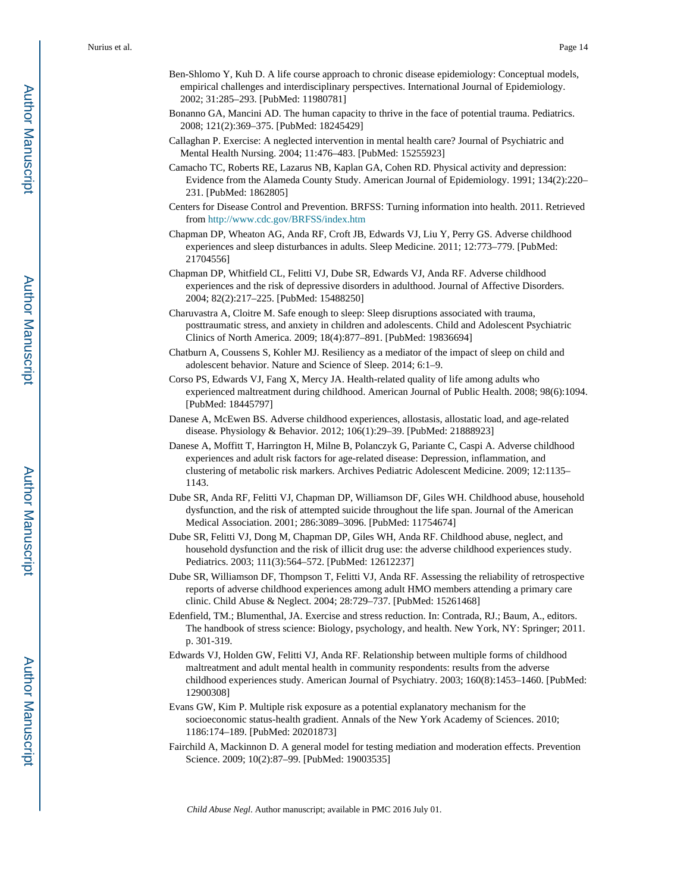Ben-Shlomo Y, Kuh D. A life course approach to chronic disease epidemiology: Conceptual models, empirical challenges and interdisciplinary perspectives. International Journal of Epidemiology. 2002; 31:285–293. [PubMed: 11980781]

Bonanno GA, Mancini AD. The human capacity to thrive in the face of potential trauma. Pediatrics. 2008; 121(2):369–375. [PubMed: 18245429]

Callaghan P. Exercise: A neglected intervention in mental health care? Journal of Psychiatric and Mental Health Nursing. 2004; 11:476–483. [PubMed: 15255923]

Camacho TC, Roberts RE, Lazarus NB, Kaplan GA, Cohen RD. Physical activity and depression: Evidence from the Alameda County Study. American Journal of Epidemiology. 1991; 134(2):220–231. [PubMed: 1862805]

Centers for Disease Control and Prevention. BRFSS: Turning information into health. 2011. Retrieved from http://www.cdc.gov/BRFSS/index.htm

Chapman DP, Wheaton AG, Anda RF, Croft JB, Edwards VJ, Liu Y, Perry GS. Adverse childhood experiences and sleep disturbances in adults. Sleep Medicine. 2011; 12:773–779. [PubMed: 21704556]

Chapman DP, Whitfield CL, Felitti VJ, Dube SR, Edwards VJ, Anda RF. Adverse childhood experiences and the risk of depressive disorders in adulthood. Journal of Affective Disorders. 2004; 82(2):217–225. [PubMed: 15488250]

Charuvastra A, Cloitre M. Safe enough to sleep: Sleep disruptions associated with trauma, posttraumatic stress, and anxiety in children and adolescents. Child and Adolescent Psychiatric Clinics of North America. 2009; 18(4):877–891. [PubMed: 19836694]

Chatburn A, Coussens S, Kohler MJ. Resiliency as a mediator of the impact of sleep on child and adolescent behavior. Nature and Science of Sleep. 2014; 6:1–9.

Corso PS, Edwards VJ, Fang X, Mercy JA. Health-related quality of life among adults who experienced maltreatment during childhood. American Journal of Public Health. 2008; 98(6):1094. [PubMed: 18445797]

Danese A, McEwen BS. Adverse childhood experiences, allostasis, allostatic load, and age-related disease. Physiology & Behavior. 2012; 106(1):29–39. [PubMed: 21888923]

Danese A, Moffitt T, Harrington H, Milne B, Polanczyk G, Pariante C, Caspi A. Adverse childhood experiences and adult risk factors for age-related disease: Depression, inflammation, and clustering of metabolic risk markers. Archives Pediatric Adolescent Medicine. 2009; 12:1135–1143.

Dube SR, Anda RF, Felitti VJ, Chapman DP, Williamson DF, Giles WH. Childhood abuse, household dysfunction, and the risk of attempted suicide throughout the life span. Journal of the American Medical Association. 2001; 286:3089–3096. [PubMed: 11754674]

Dube SR, Felitti VJ, Dong M, Chapman DP, Giles WH, Anda RF. Childhood abuse, neglect, and household dysfunction and the risk of illicit drug use: the adverse childhood experiences study. Pediatrics. 2003; 111(3):564–572. [PubMed: 12612237]

Dube SR, Williamson DF, Thompson T, Felitti VJ, Anda RF. Assessing the reliability of retrospective reports of adverse childhood experiences among adult HMO members attending a primary care clinic. Child Abuse & Neglect. 2004; 28:729–737. [PubMed: 15261468]

Edenfield, TM.; Blumenthal, JA. Exercise and stress reduction. In: Contrada, RJ.; Baum, A., editors. The handbook of stress science: Biology, psychology, and health. New York, NY: Springer; 2011. p. 301-319.

Edwards VJ, Holden GW, Felitti VJ, Anda RF. Relationship between multiple forms of childhood maltreatment and adult mental health in community respondents: results from the adverse childhood experiences study. American Journal of Psychiatry. 2003; 160(8):1453–1460. [PubMed: 12900308]

Evans GW, Kim P. Multiple risk exposure as a potential explanatory mechanism for the socioeconomic status-health gradient. Annals of the New York Academy of Sciences. 2010; 1186:174–189. [PubMed: 20201873]

Fairchild A, Mackinnon D. A general model for testing mediation and moderation effects. Prevention Science. 2009; 10(2):87–99. [PubMed: 19003535]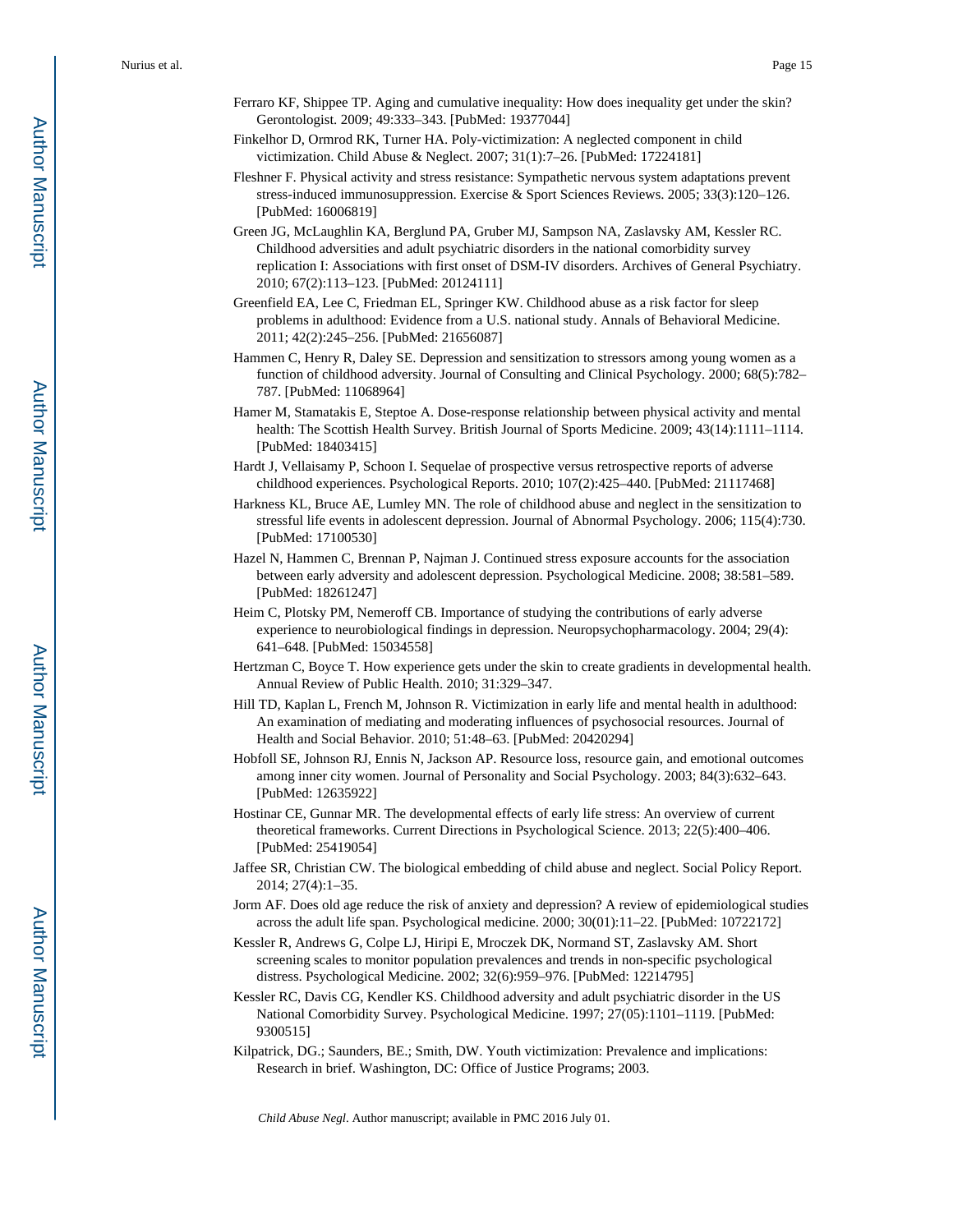Ferraro KF, Shippee TP. Aging and cumulative inequality: How does inequality get under the skin? Gerontologist. 2009; 49:333–343. [PubMed: 19377044]

Finkelhor D, Ormrod RK, Turner HA. Poly-victimization: A neglected component in child victimization. Child Abuse & Neglect. 2007; 31(1):7–26. [PubMed: 17224181]

Fleshner F. Physical activity and stress resistance: Sympathetic nervous system adaptations prevent stress-induced immunosuppression. Exercise & Sport Sciences Reviews. 2005; 33(3):120–126. [PubMed: 16006819]

Green JG, McLaughlin KA, Berglund PA, Gruber MJ, Sampson NA, Zaslavsky AM, Kessler RC. Childhood adversities and adult psychiatric disorders in the national comorbidity survey replication I: Associations with first onset of DSM-IV disorders. Archives of General Psychiatry. 2010; 67(2):113–123. [PubMed: 20124111]

Greenfield EA, Lee C, Friedman EL, Springer KW. Childhood abuse as a risk factor for sleep problems in adulthood: Evidence from a U.S. national study. Annals of Behavioral Medicine. 2011; 42(2):245–256. [PubMed: 21656087]

Hammen C, Henry R, Daley SE. Depression and sensitization to stressors among young women as a function of childhood adversity. Journal of Consulting and Clinical Psychology. 2000; 68(5):782–787. [PubMed: 11068964]

Hamer M, Stamatakis E, Steptoe A. Dose-response relationship between physical activity and mental health: The Scottish Health Survey. British Journal of Sports Medicine. 2009; 43(14):1111–1114. [PubMed: 18403415]

Hardt J, Vellaisamy P, Schoon I. Sequelae of prospective versus retrospective reports of adverse childhood experiences. Psychological Reports. 2010; 107(2):425–440. [PubMed: 21117468]

Harkness KL, Bruce AE, Lumley MN. The role of childhood abuse and neglect in the sensitization to stressful life events in adolescent depression. Journal of Abnormal Psychology. 2006; 115(4):730. [PubMed: 17100530]

Hazel N, Hammen C, Brennan P, Najman J. Continued stress exposure accounts for the association between early adversity and adolescent depression. Psychological Medicine. 2008; 38:581–589. [PubMed: 18261247]

Heim C, Plotsky PM, Nemeroff CB. Importance of studying the contributions of early adverse experience to neurobiological findings in depression. Neuropsychopharmacology. 2004; 29(4): 641–648. [PubMed: 15034558]

Hertzman C, Boyce T. How experience gets under the skin to create gradients in developmental health. Annual Review of Public Health. 2010; 31:329–347.

Hill TD, Kaplan L, French M, Johnson R. Victimization in early life and mental health in adulthood: An examination of mediating and moderating influences of psychosocial resources. Journal of Health and Social Behavior. 2010; 51:48–63. [PubMed: 20420294]

Hobfoll SE, Johnson RJ, Ennis N, Jackson AP. Resource loss, resource gain, and emotional outcomes among inner city women. Journal of Personality and Social Psychology. 2003; 84(3):632–643. [PubMed: 12635922]

Hostinar CE, Gunnar MR. The developmental effects of early life stress: An overview of current theoretical frameworks. Current Directions in Psychological Science. 2013; 22(5):400–406. [PubMed: 25419054]

Jaffee SR, Christian CW. The biological embedding of child abuse and neglect. Social Policy Report. 2014; 27(4):1–35.

Jorm AF. Does old age reduce the risk of anxiety and depression? A review of epidemiological studies across the adult life span. Psychological medicine. 2000; 30(01):11–22. [PubMed: 10722172]

Kessler R, Andrews G, Colpe LJ, Hiripi E, Mroczek DK, Normand ST, Zaslavsky AM. Short screening scales to monitor population prevalences and trends in non-specific psychological distress. Psychological Medicine. 2002; 32(6):959–976. [PubMed: 12214795]

Kessler RC, Davis CG, Kendler KS. Childhood adversity and adult psychiatric disorder in the US National Comorbidity Survey. Psychological Medicine. 1997; 27(05):1101–1119. [PubMed: 9300515]

Kilpatrick, DG.; Saunders, BE.; Smith, DW. Youth victimization: Prevalence and implications: Research in brief. Washington, DC: Office of Justice Programs; 2003.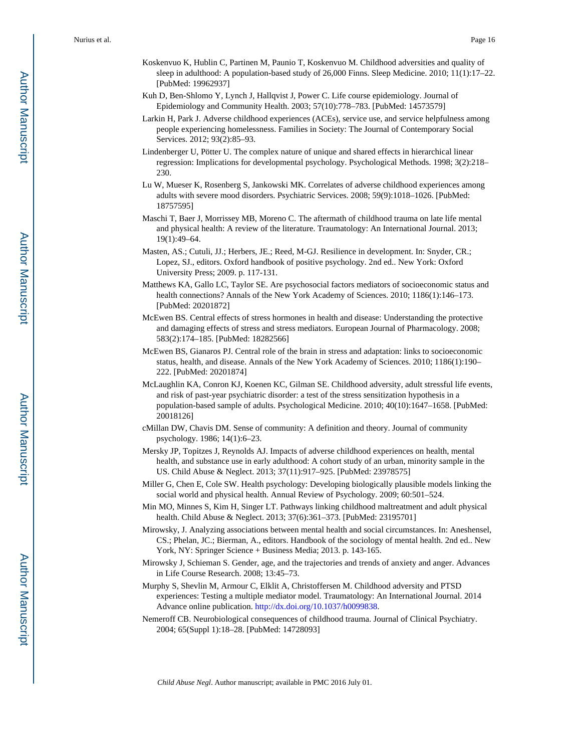Koskenvuo K, Hublin C, Partinen M, Paunio T, Koskenvuo M. Childhood adversities and quality of sleep in adulthood: A population-based study of 26,000 Finns. Sleep Medicine. 2010; 11(1):17–22. [PubMed: 19962937]

Kuh D, Ben-Shlomo Y, Lynch J, Hallqvist J, Power C. Life course epidemiology. Journal of Epidemiology and Community Health. 2003; 57(10):778–783. [PubMed: 14573579]

Larkin H, Park J. Adverse childhood experiences (ACEs), service use, and service helpfulness among people experiencing homelessness. Families in Society: The Journal of Contemporary Social Services. 2012; 93(2):85–93.

Lindenberger U, Pötter U. The complex nature of unique and shared effects in hierarchical linear regression: Implications for developmental psychology. Psychological Methods. 1998; 3(2):218–230.

Lu W, Mueser K, Rosenberg S, Jankowski MK. Correlates of adverse childhood experiences among adults with severe mood disorders. Psychiatric Services. 2008; 59(9):1018–1026. [PubMed: 18757595]

Maschi T, Baer J, Morrissey MB, Moreno C. The aftermath of childhood trauma on late life mental and physical health: A review of the literature. Traumatology: An International Journal. 2013; 19(1):49–64.

Masten, AS.; Cutuli, JJ.; Herbers, JE.; Reed, M-GJ. Resilience in development. In: Snyder, CR.; Lopez, SJ., editors. Oxford handbook of positive psychology. 2nd ed.. New York: Oxford University Press; 2009. p. 117-131.

Matthews KA, Gallo LC, Taylor SE. Are psychosocial factors mediators of socioeconomic status and health connections? Annals of the New York Academy of Sciences. 2010; 1186(1):146–173. [PubMed: 20201872]

McEwen BS. Central effects of stress hormones in health and disease: Understanding the protective and damaging effects of stress and stress mediators. European Journal of Pharmacology. 2008; 583(2):174–185. [PubMed: 18282566]

McEwen BS, Gianaros PJ. Central role of the brain in stress and adaptation: links to socioeconomic status, health, and disease. Annals of the New York Academy of Sciences. 2010; 1186(1):190–222. [PubMed: 20201874]

McLaughlin KA, Conron KJ, Koenen KC, Gilman SE. Childhood adversity, adult stressful life events, and risk of past-year psychiatric disorder: a test of the stress sensitization hypothesis in a population-based sample of adults. Psychological Medicine. 2010; 40(10):1647–1658. [PubMed: 20018126]

cMillan DW, Chavis DM. Sense of community: A definition and theory. Journal of community psychology. 1986; 14(1):6–23.

Mersky JP, Topitzes J, Reynolds AJ. Impacts of adverse childhood experiences on health, mental health, and substance use in early adulthood: A cohort study of an urban, minority sample in the US. Child Abuse & Neglect. 2013; 37(11):917–925. [PubMed: 23978575]

Miller G, Chen E, Cole SW. Health psychology: Developing biologically plausible models linking the social world and physical health. Annual Review of Psychology. 2009; 60:501–524.

Min MO, Minnes S, Kim H, Singer LT. Pathways linking childhood maltreatment and adult physical health. Child Abuse & Neglect. 2013; 37(6):361–373. [PubMed: 23195701]

Mirowsky, J. Analyzing associations between mental health and social circumstances. In: Aneshensel, CS.; Phelan, JC.; Bierman, A., editors. Handbook of the sociology of mental health. 2nd ed.. New York, NY: Springer Science + Business Media; 2013. p. 143-165.

Mirowsky J, Schieman S. Gender, age, and the trajectories and trends of anxiety and anger. Advances in Life Course Research. 2008; 13:45–73.

Murphy S, Shevlin M, Armour C, Elklit A, Christoffersen M. Childhood adversity and PTSD experiences: Testing a multiple mediator model. Traumatology: An International Journal. 2014 Advance online publication. http://dx.doi.org/10.1037/h0099838.

Nemeroff CB. Neurobiological consequences of childhood trauma. Journal of Clinical Psychiatry. 2004; 65(Suppl 1):18–28. [PubMed: 14728093]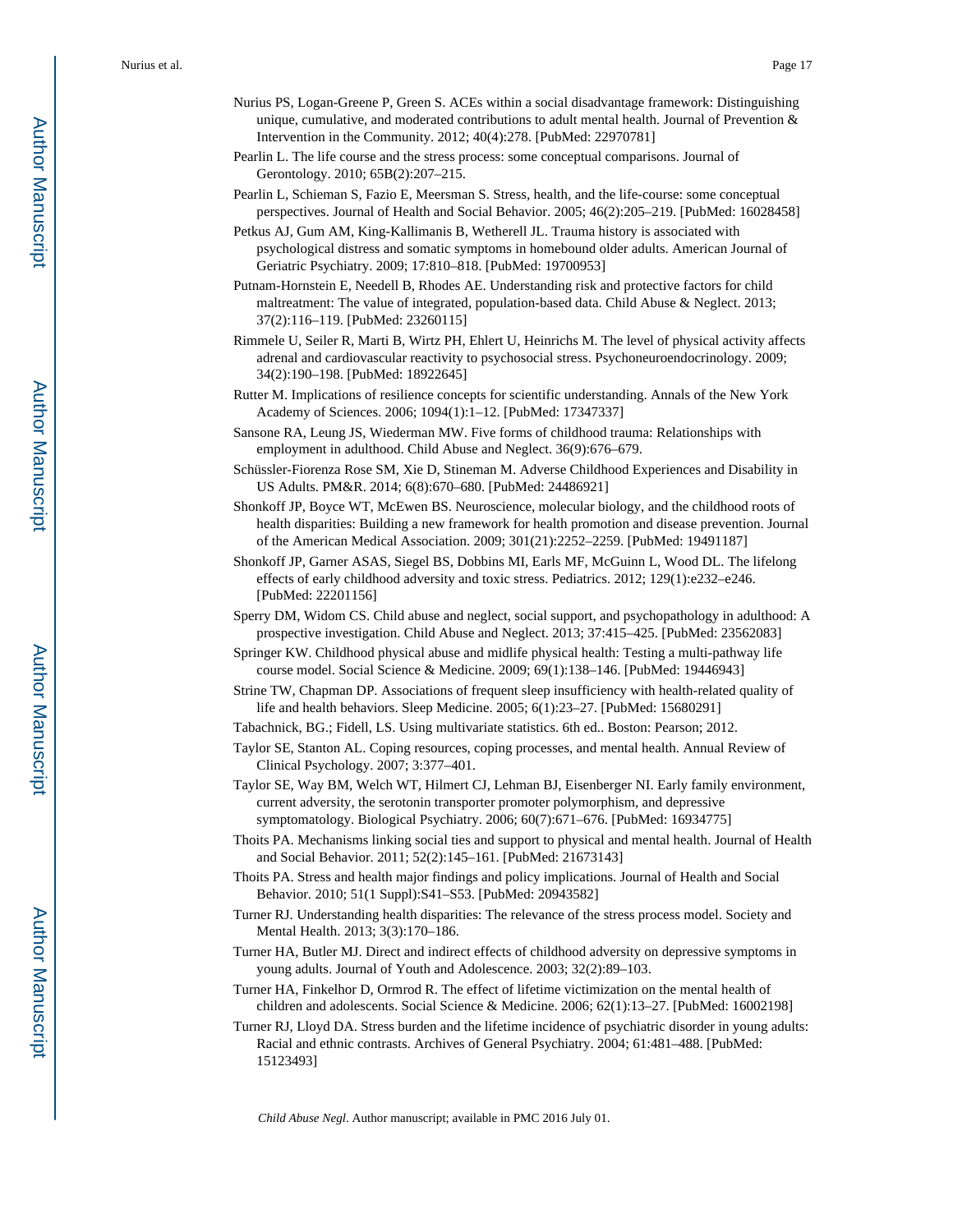Nurius PS, Logan-Greene P, Green S. ACEs within a social disadvantage framework: Distinguishing unique, cumulative, and moderated contributions to adult mental health. Journal of Prevention & Intervention in the Community. 2012; 40(4):278. [PubMed: 22970781]

Pearlin L. The life course and the stress process: some conceptual comparisons. Journal of Gerontology. 2010; 65B(2):207–215.

Pearlin L, Schieman S, Fazio E, Meersman S. Stress, health, and the life-course: some conceptual perspectives. Journal of Health and Social Behavior. 2005; 46(2):205–219. [PubMed: 16028458]

Petkus AJ, Gum AM, King-Kallimanis B, Wetherell JL. Trauma history is associated with psychological distress and somatic symptoms in homebound older adults. American Journal of Geriatric Psychiatry. 2009; 17:810–818. [PubMed: 19700953]

Putnam-Hornstein E, Needell B, Rhodes AE. Understanding risk and protective factors for child maltreatment: The value of integrated, population-based data. Child Abuse & Neglect. 2013; 37(2):116–119. [PubMed: 23260115]

Rimmele U, Seiler R, Marti B, Wirtz PH, Ehlert U, Heinrichs M. The level of physical activity affects adrenal and cardiovascular reactivity to psychosocial stress. Psychoneuroendocrinology. 2009; 34(2):190–198. [PubMed: 18922645]

Rutter M. Implications of resilience concepts for scientific understanding. Annals of the New York Academy of Sciences. 2006; 1094(1):1–12. [PubMed: 17347337]

Sansone RA, Leung JS, Wiederman MW. Five forms of childhood trauma: Relationships with employment in adulthood. Child Abuse and Neglect. 36(9):676–679.

Schüssler-Fiorenza Rose SM, Xie D, Stineman M. Adverse Childhood Experiences and Disability in US Adults. PM&R. 2014; 6(8):670–680. [PubMed: 24486921]

Shonkoff JP, Boyce WT, McEwen BS. Neuroscience, molecular biology, and the childhood roots of health disparities: Building a new framework for health promotion and disease prevention. Journal of the American Medical Association. 2009; 301(21):2252–2259. [PubMed: 19491187]

Shonkoff JP, Garner ASAS, Siegel BS, Dobbins MI, Earls MF, McGuinn L, Wood DL. The lifelong effects of early childhood adversity and toxic stress. Pediatrics. 2012; 129(1):e232–e246. [PubMed: 22201156]

Sperry DM, Widom CS. Child abuse and neglect, social support, and psychopathology in adulthood: A prospective investigation. Child Abuse and Neglect. 2013; 37:415–425. [PubMed: 23562083]

Springer KW. Childhood physical abuse and midlife physical health: Testing a multi-pathway life course model. Social Science & Medicine. 2009; 69(1):138–146. [PubMed: 19446943]

Strine TW, Chapman DP. Associations of frequent sleep insufficiency with health-related quality of life and health behaviors. Sleep Medicine. 2005; 6(1):23–27. [PubMed: 15680291]

Tabachnick, BG.; Fidell, LS. Using multivariate statistics. 6th ed.. Boston: Pearson; 2012.

Taylor SE, Stanton AL. Coping resources, coping processes, and mental health. Annual Review of Clinical Psychology. 2007; 3:377–401.

Taylor SE, Way BM, Welch WT, Hilmert CJ, Lehman BJ, Eisenberger NI. Early family environment, current adversity, the serotonin transporter promoter polymorphism, and depressive symptomatology. Biological Psychiatry. 2006; 60(7):671–676. [PubMed: 16934775]

Thoits PA. Mechanisms linking social ties and support to physical and mental health. Journal of Health and Social Behavior. 2011; 52(2):145–161. [PubMed: 21673143]

Thoits PA. Stress and health major findings and policy implications. Journal of Health and Social Behavior. 2010; 51(1 Suppl):S41–S53. [PubMed: 20943582]

Turner RJ. Understanding health disparities: The relevance of the stress process model. Society and Mental Health. 2013; 3(3):170–186.

Turner HA, Butler MJ. Direct and indirect effects of childhood adversity on depressive symptoms in young adults. Journal of Youth and Adolescence. 2003; 32(2):89–103.

Turner HA, Finkelhor D, Ormrod R. The effect of lifetime victimization on the mental health of children and adolescents. Social Science & Medicine. 2006; 62(1):13–27. [PubMed: 16002198]

Turner RJ, Lloyd DA. Stress burden and the lifetime incidence of psychiatric disorder in young adults: Racial and ethnic contrasts. Archives of General Psychiatry. 2004; 61:481–488. [PubMed: 15123493]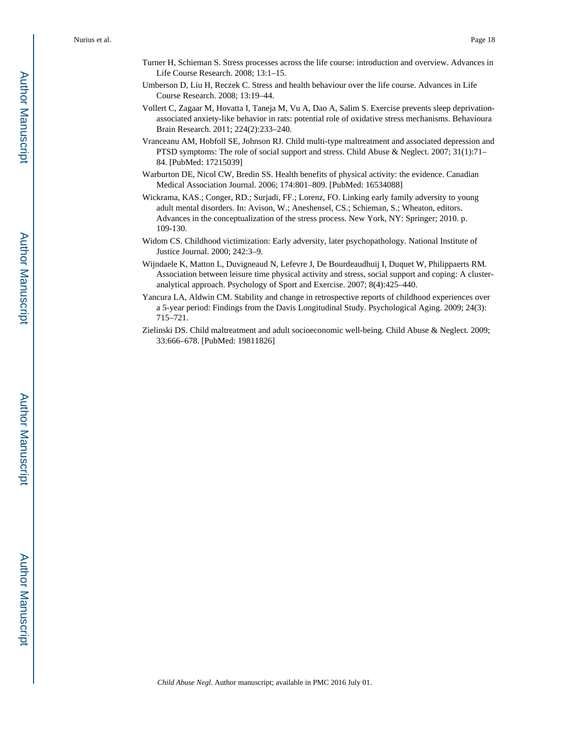Turner H, Schieman S. Stress processes across the life course: introduction and overview. Advances in Life Course Research. 2008; 13:1–15.

Umberson D, Liu H, Reczek C. Stress and health behaviour over the life course. Advances in Life Course Research. 2008; 13:19–44.

Vollert C, Zagaar M, Hovatta I, Taneja M, Vu A, Dao A, Salim S. Exercise prevents sleep deprivation-associated anxiety-like behavior in rats: potential role of oxidative stress mechanisms. Behavioura Brain Research. 2011; 224(2):233–240.

Vranceanu AM, Hobfoll SE, Johnson RJ. Child multi-type maltreatment and associated depression and PTSD symptoms: The role of social support and stress. Child Abuse & Neglect. 2007; 31(1):71–84. [PubMed: 17215039]

Warburton DE, Nicol CW, Bredin SS. Health benefits of physical activity: the evidence. Canadian Medical Association Journal. 2006; 174:801–809. [PubMed: 16534088]

Wickrama, KAS.; Conger, RD.; Surjadi, FF.; Lorenz, FO. Linking early family adversity to young adult mental disorders. In: Avison, W.; Aneshensel, CS.; Schieman, S.; Wheaton, editors. Advances in the conceptualization of the stress process. New York, NY: Springer; 2010. p. 109-130.

Widom CS. Childhood victimization: Early adversity, later psychopathology. National Institute of Justice Journal. 2000; 242:3–9.

Wijndaele K, Matton L, Duvigneaud N, Lefevre J, De Bourdeaudhuij I, Duquet W, Philippaerts RM. Association between leisure time physical activity and stress, social support and coping: A cluster-analytical approach. Psychology of Sport and Exercise. 2007; 8(4):425–440.

Yancura LA, Aldwin CM. Stability and change in retrospective reports of childhood experiences over a 5-year period: Findings from the Davis Longitudinal Study. Psychological Aging. 2009; 24(3): 715–721.

Zielinski DS. Child maltreatment and adult socioeconomic well-being. Child Abuse & Neglect. 2009; 33:666–678. [PubMed: 19811826]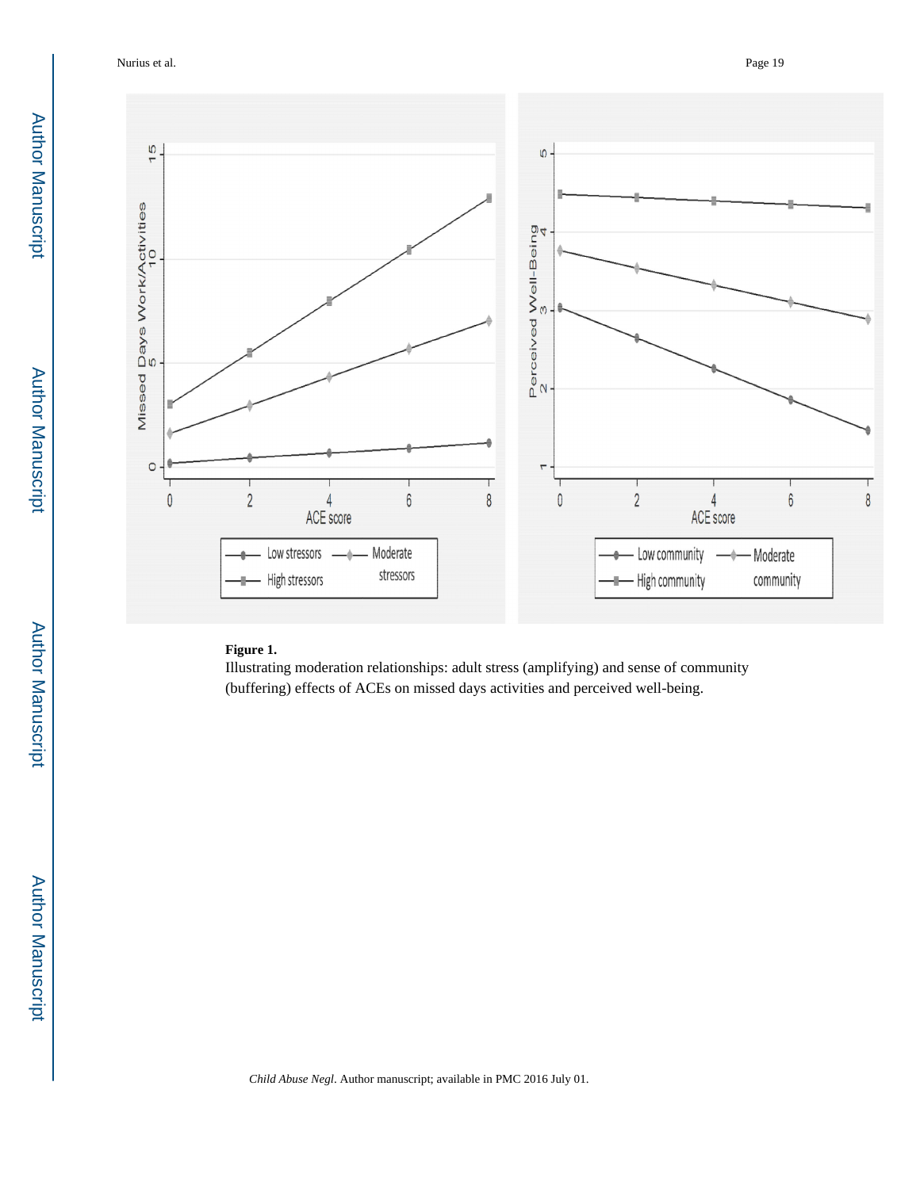**Figure 1.**

Illustrating moderation relationships: adult stress (amplifying) and sense of community (buffering) effects of ACEs on missed days activities and perceived well-being.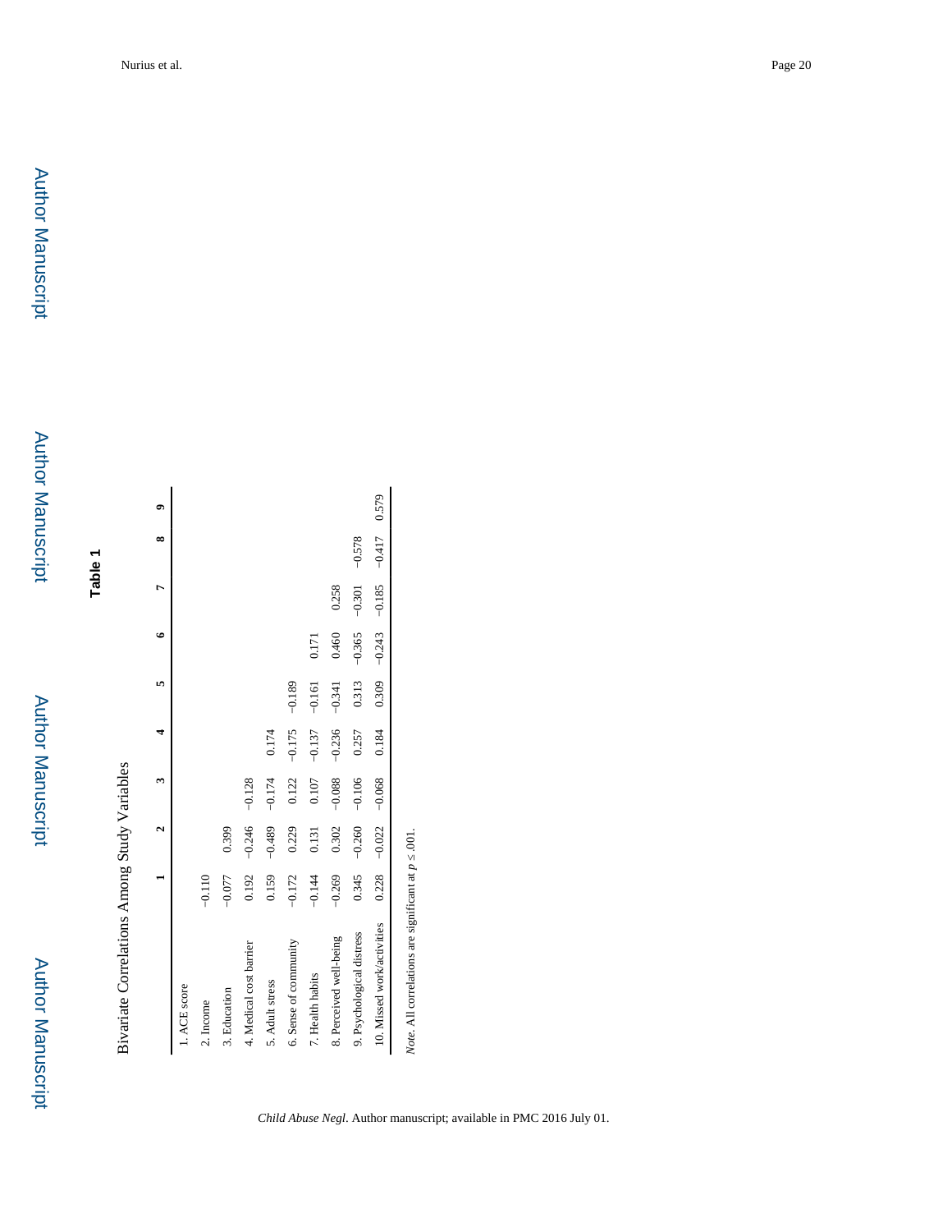## Table 1

Bivariate Correlations Among Study Variables

| | 1 | 2 | 3 | 4 | 5 | 6 | 7 | 8 | 9 |
|---|---|---|---|---|---|---|---|---|---|
| 1. ACE score | | | | | | | | | |
| 2. Income | −0.110 | | | | | | | | |
| 3. Education | −0.077 | 0.399 | | | | | | | |
| 4. Medical cost barrier | 0.192 | −0.246 | −0.128 | | | | | | |
| 5. Adult stress | 0.159 | −0.489 | −0.174 | 0.174 | | | | | |
| 6. Sense of community | −0.172 | 0.229 | 0.122 | −0.175 | −0.189 | | | | |
| 7. Health habits | −0.144 | 0.131 | 0.107 | −0.137 | −0.161 | 0.171 | | | |
| 8. Perceived well-being | −0.269 | 0.302 | −0.088 | −0.236 | −0.341 | 0.460 | 0.258 | | |
| 9. Psychological distress | 0.345 | −0.260 | −0.106 | 0.257 | 0.313 | −0.365 | −0.301 | −0.578 | |
| 10. Missed work/activities | 0.228 | −0.022 | −0.068 | 0.184 | 0.309 | −0.243 | −0.185 | −0.417 | 0.579 |

*Note*. All correlations are significant at $p \leq .001$.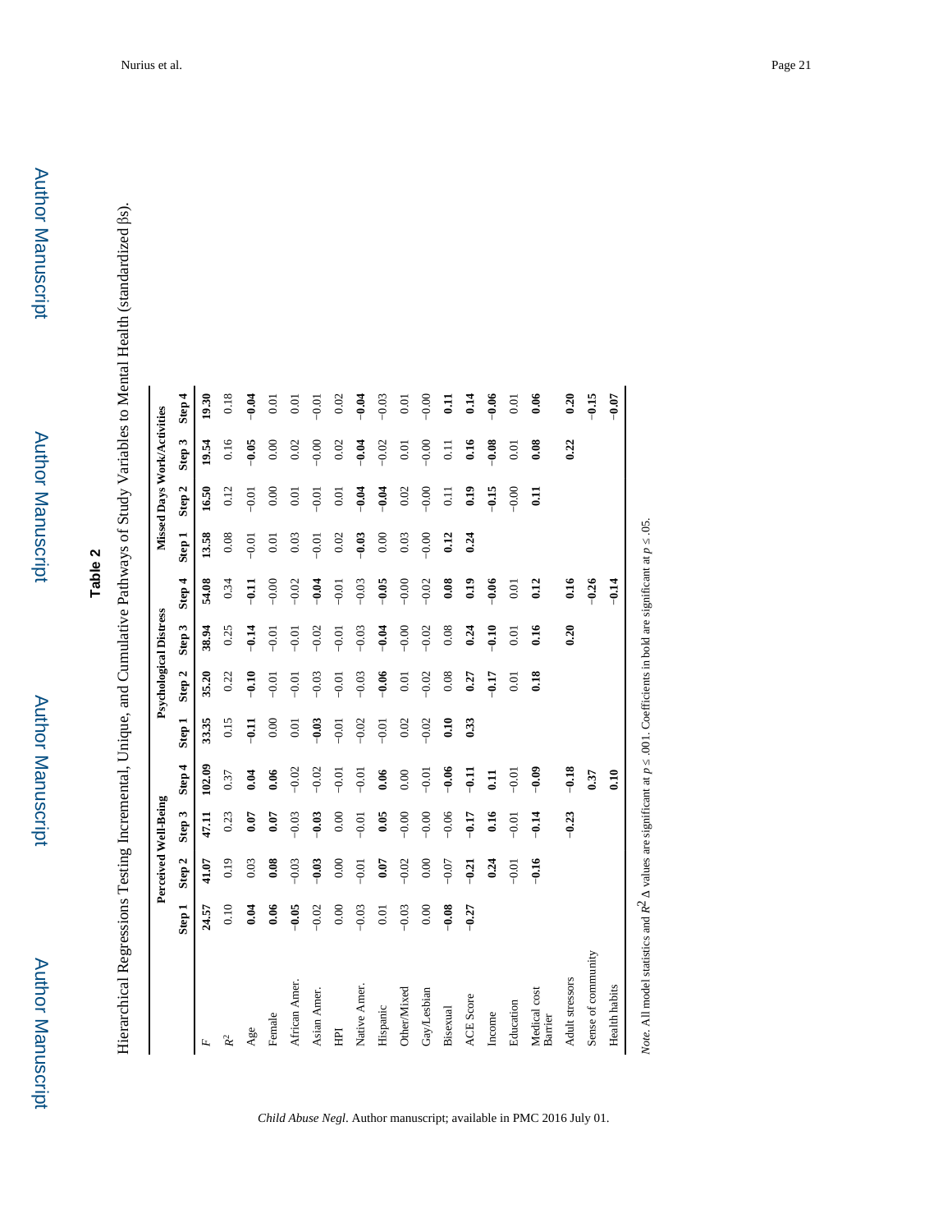**Table 2**

Hierarchical Regressions Testing Incremental, Unique, and Cumulative Pathways of Study Variables to Mental Health (standardized βs).

| | Perceived Well-Being | | | | Psychological Distress | | | | Missed Days Work/Activities | | | |
|---|---|---|---|---|---|---|---|---|---|---|---|---|
| | Step 1 | Step 2 | Step 3 | Step 4 | Step 1 | Step 2 | Step 3 | Step 4 | Step 1 | Step 2 | Step 3 | Step 4 |
| *F* | **24.57** | **41.07** | **47.11** | **102.09** | **33.35** | **35.20** | **38.94** | **54.08** | **13.58** | **16.50** | **19.54** | **19.30** |
| $R^2$ | 0.10 | 0.19 | 0.23 | 0.37 | 0.15 | 0.22 | 0.25 | 0.34 | 0.08 | 0.12 | 0.16 | 0.18 |
| Age | **0.04** | 0.03 | **0.07** | **0.04** | **−0.11** | **−0.10** | **−0.14** | **−0.11** | −0.01 | −0.01 | **−0.05** | **−0.04** |
| Female | **0.06** | **0.08** | **0.07** | **0.06** | 0.00 | −0.01 | −0.01 | −0.00 | 0.01 | 0.00 | 0.00 | 0.01 |
| African Amer. | **−0.05** | −0.03 | −0.03 | −0.02 | 0.01 | −0.01 | −0.01 | −0.02 | 0.03 | 0.01 | 0.02 | 0.01 |
| Asian Amer. | −0.02 | **−0.03** | **−0.03** | −0.02 | **−0.03** | −0.03 | −0.02 | **−0.04** | −0.01 | −0.01 | −0.00 | −0.01 |
| HPI | 0.00 | 0.00 | 0.00 | −0.01 | −0.01 | −0.01 | −0.01 | −0.01 | 0.02 | 0.01 | 0.02 | 0.02 |
| Native Amer. | −0.03 | −0.01 | −0.01 | −0.01 | −0.02 | −0.03 | −0.03 | −0.03 | **−0.03** | **−0.04** | **−0.04** | **−0.04** |
| Hispanic | 0.01 | **0.07** | **0.05** | **0.06** | −0.01 | **−0.06** | **−0.04** | **−0.05** | 0.00 | **−0.04** | −0.02 | −0.03 |
| Other/Mixed | −0.03 | −0.02 | −0.00 | 0.00 | 0.02 | 0.01 | −0.00 | −0.00 | 0.03 | 0.02 | 0.01 | 0.01 |
| Gay/Lesbian | 0.00 | 0.00 | −0.00 | −0.01 | −0.02 | −0.02 | −0.02 | −0.02 | −0.00 | −0.00 | −0.00 | −0.00 |
| Bisexual | **−0.08** | −0.07 | −0.06 | **−0.06** | **0.10** | 0.08 | 0.08 | **0.08** | **0.12** | 0.11 | 0.11 | **0.11** |
| ACE Score | **−0.27** | **−0.21** | **−0.17** | **−0.11** | **0.33** | **0.27** | **0.24** | **0.19** | **0.24** | **0.19** | **0.16** | **0.14** |
| Income | | **0.24** | **0.16** | **0.11** | | **−0.17** | **−0.10** | **−0.06** | | **−0.15** | **−0.08** | **−0.06** |
| Education | | −0.01 | −0.01 | −0.01 | | 0.01 | 0.01 | 0.01 | | −0.00 | 0.01 | 0.01 |
| Medical cost Barrier | | **−0.16** | **−0.14** | **−0.09** | | **0.18** | **0.16** | **0.12** | | **0.11** | **0.08** | **0.06** |
| Adult stressors | | | **−0.23** | **−0.18** | | | **0.20** | **0.16** | | | **0.22** | **0.20** |
| Sense of community | | | | **0.37** | | | | **−0.26** | | | | **−0.15** |
| Health habits | | | | **0.10** | | | | **−0.14** | | | | **−0.07** |

*Note*. All model statistics and $R^2$ Δ values are significant at $p \leq .001$. Coefficients in bold are significant at $p \leq .05$.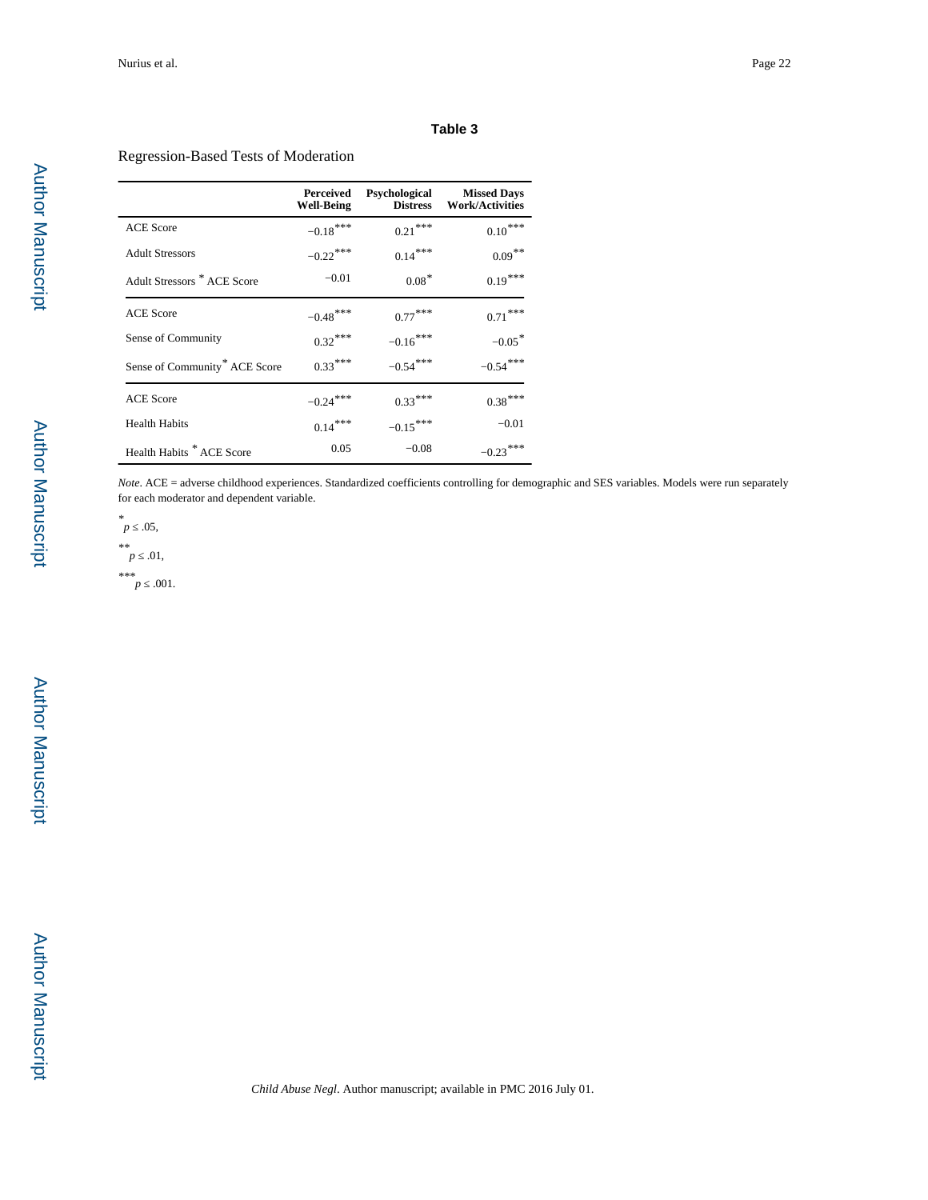**Table 3**

Regression-Based Tests of Moderation

| | Perceived Well-Being | Psychological Distress | Missed Days Work/Activities |
|---|---|---|---|
| ACE Score | −0.18*** | 0.21*** | 0.10*** |
| Adult Stressors | −0.22*** | 0.14*** | 0.09** |
| Adult Stressors * ACE Score | −0.01 | 0.08* | 0.19*** |
| ACE Score | −0.48*** | 0.77*** | 0.71*** |
| Sense of Community | 0.32*** | −0.16*** | −0.05* |
| Sense of Community * ACE Score | 0.33*** | −0.54*** | −0.54*** |
| ACE Score | −0.24*** | 0.33*** | 0.38*** |
| Health Habits | 0.14*** | −0.15*** | −0.01 |
| Health Habits * ACE Score | 0.05 | −0.08 | −0.23*** |

*Note.* ACE = adverse childhood experiences. Standardized coefficients controlling for demographic and SES variables. Models were run separately for each moderator and dependent variable.

\* $p \leq .05$,

\*\* $p \leq .01$,

\*\*\* $p \leq .001$.